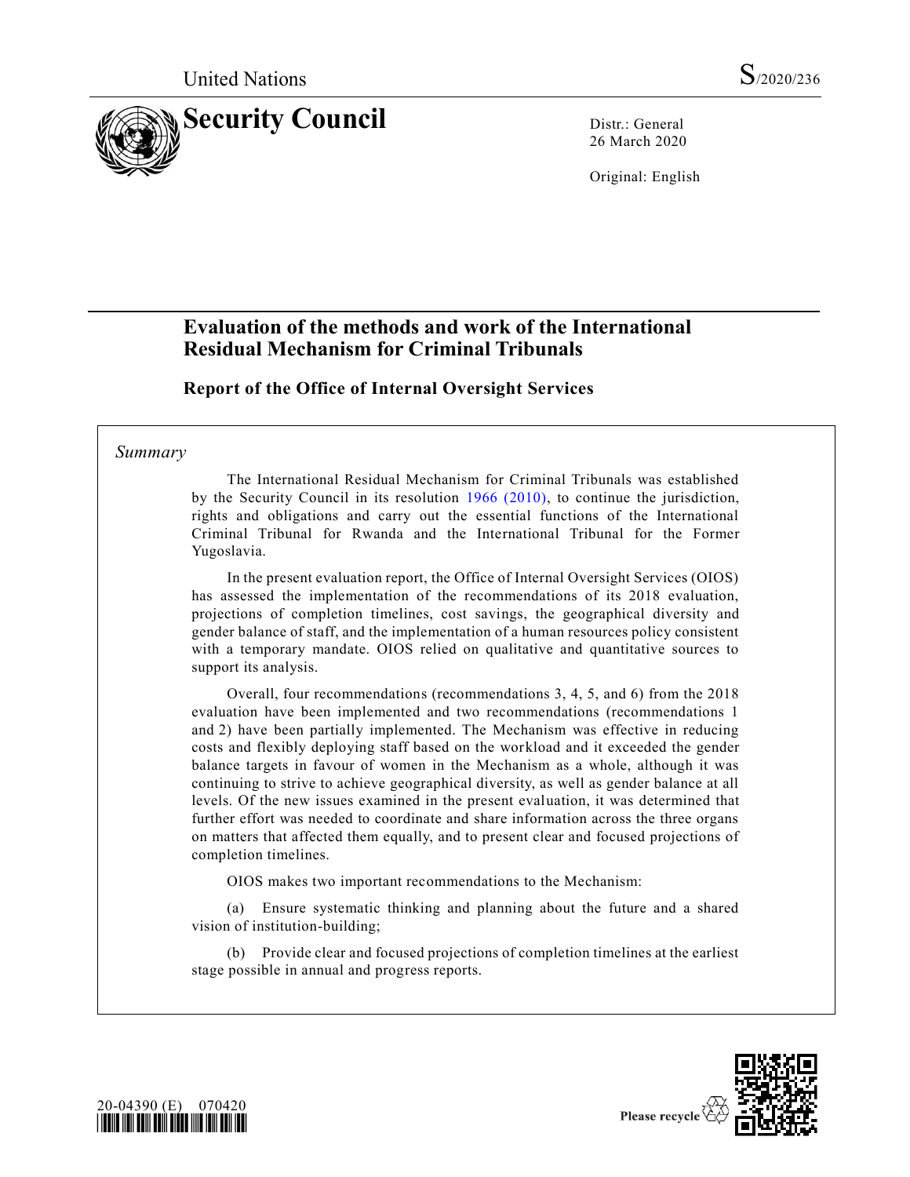United Nations S/2020/236

# Security Council

Distr.: General
26 March 2020

Original: English

# Evaluation of the methods and work of the International Residual Mechanism for Criminal Tribunals

## Report of the Office of Internal Oversight Services

*Summary*

The International Residual Mechanism for Criminal Tribunals was established by the Security Council in its resolution 1966 (2010), to continue the jurisdiction, rights and obligations and carry out the essential functions of the International Criminal Tribunal for Rwanda and the International Tribunal for the Former Yugoslavia.

In the present evaluation report, the Office of Internal Oversight Services (OIOS) has assessed the implementation of the recommendations of its 2018 evaluation, projections of completion timelines, cost savings, the geographical diversity and gender balance of staff, and the implementation of a human resources policy consistent with a temporary mandate. OIOS relied on qualitative and quantitative sources to support its analysis.

Overall, four recommendations (recommendations 3, 4, 5, and 6) from the 2018 evaluation have been implemented and two recommendations (recommendations 1 and 2) have been partially implemented. The Mechanism was effective in reducing costs and flexibly deploying staff based on the workload and it exceeded the gender balance targets in favour of women in the Mechanism as a whole, although it was continuing to strive to achieve geographical diversity, as well as gender balance at all levels. Of the new issues examined in the present evaluation, it was determined that further effort was needed to coordinate and share information across the three organs on matters that affected them equally, and to present clear and focused projections of completion timelines.

OIOS makes two important recommendations to the Mechanism:

(a) Ensure systematic thinking and planning about the future and a shared vision of institution-building;

(b) Provide clear and focused projections of completion timelines at the earliest stage possible in annual and progress reports.

20-04390 (E) 070420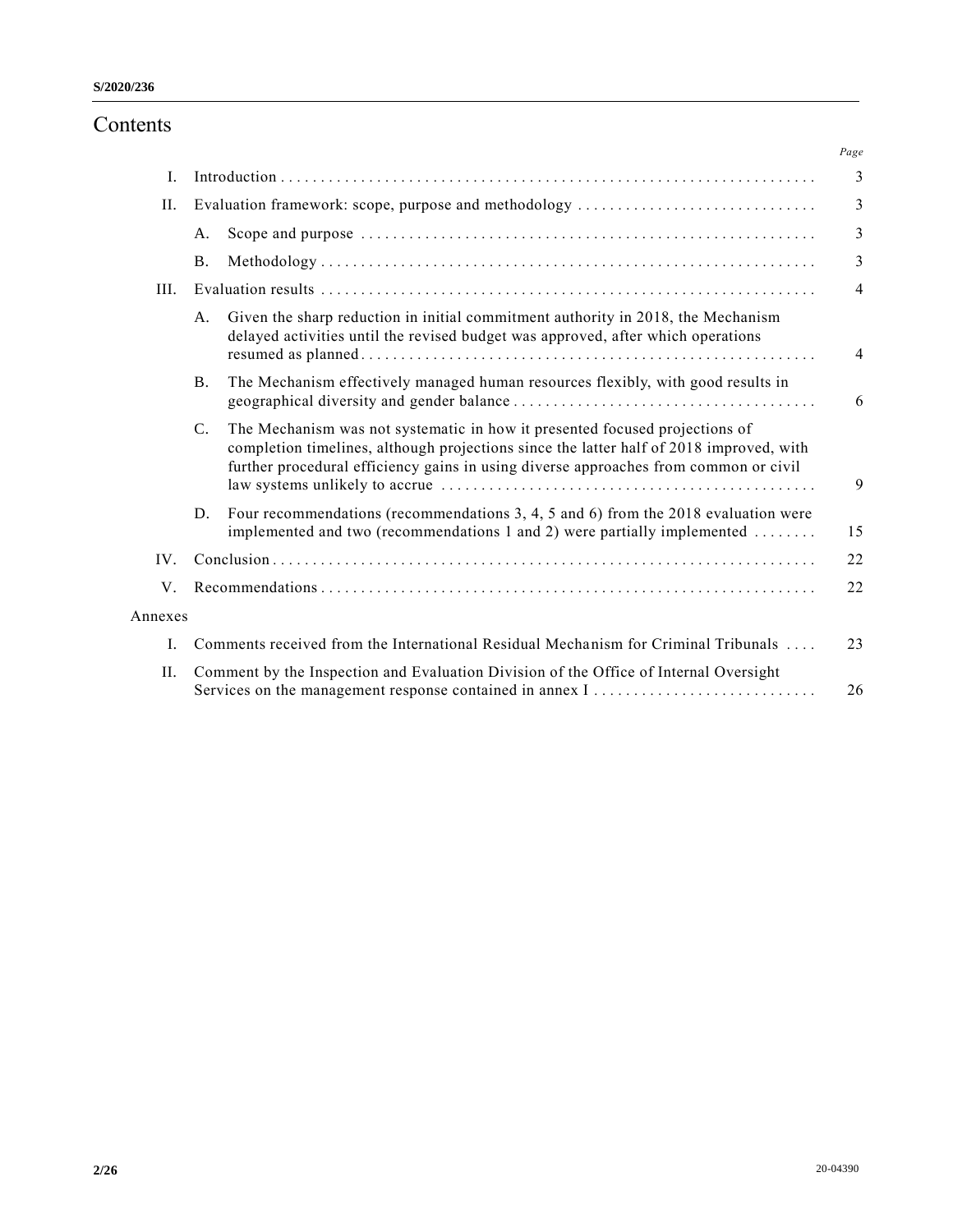# Contents

| | | | Page |
|---|---|---|---|
| I. | Introduction | | 3 |
| II. | Evaluation framework: scope, purpose and methodology | | 3 |
| | A. | Scope and purpose | 3 |
| | B. | Methodology | 3 |
| III. | Evaluation results | | 4 |
| | A. | Given the sharp reduction in initial commitment authority in 2018, the Mechanism delayed activities until the revised budget was approved, after which operations resumed as planned | 4 |
| | B. | The Mechanism effectively managed human resources flexibly, with good results in geographical diversity and gender balance | 6 |
| | C. | The Mechanism was not systematic in how it presented focused projections of completion timelines, although projections since the latter half of 2018 improved, with further procedural efficiency gains in using diverse approaches from common or civil law systems unlikely to accrue | 9 |
| | D. | Four recommendations (recommendations 3, 4, 5 and 6) from the 2018 evaluation were implemented and two (recommendations 1 and 2) were partially implemented | 15 |
| IV. | Conclusion | | 22 |
| V. | Recommendations | | 22 |
| Annexes | | | |
| I. | Comments received from the International Residual Mechanism for Criminal Tribunals | | 23 |
| II. | Comment by the Inspection and Evaluation Division of the Office of Internal Oversight Services on the management response contained in annex I | | 26 |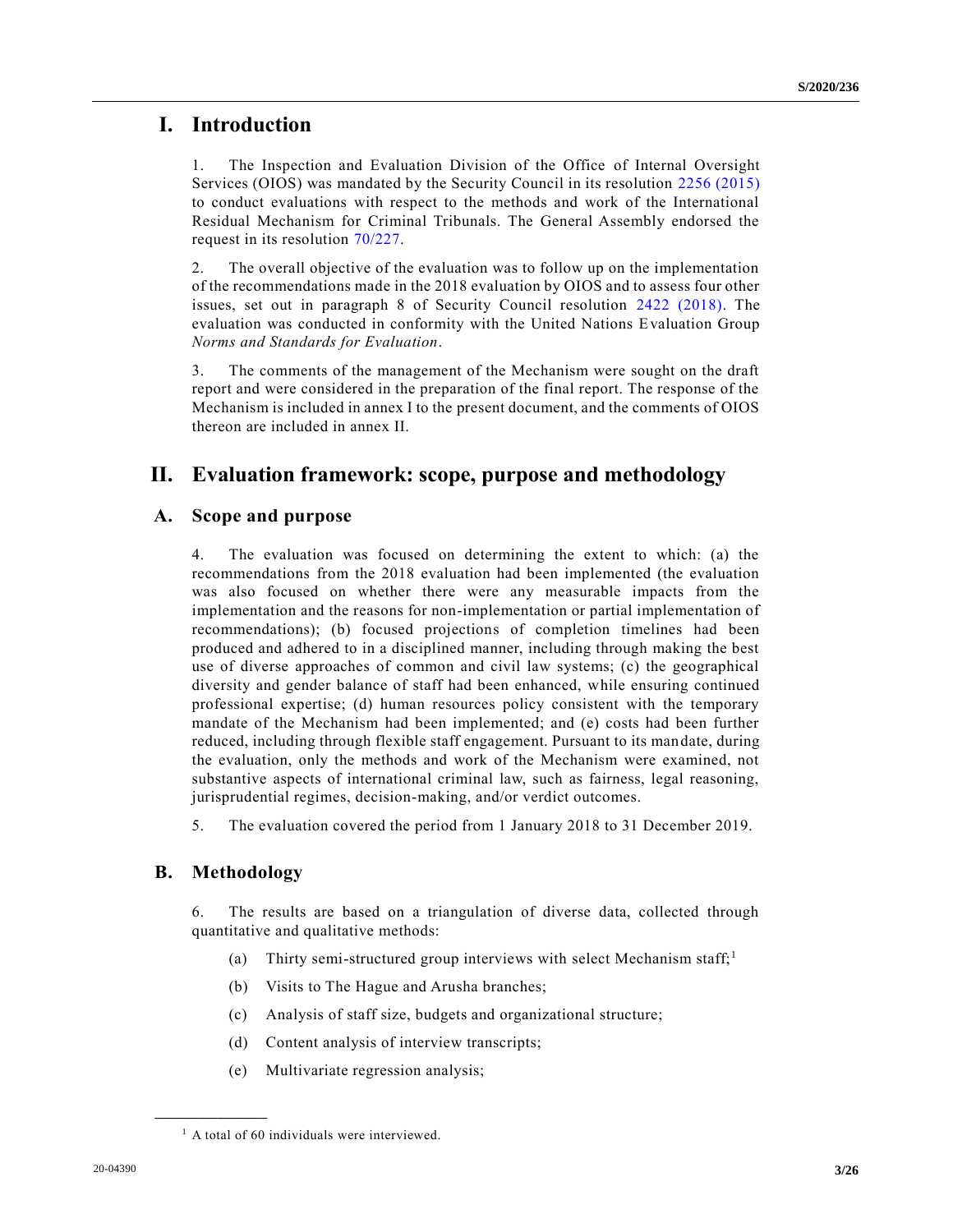# I. Introduction

1. The Inspection and Evaluation Division of the Office of Internal Oversight Services (OIOS) was mandated by the Security Council in its resolution 2256 (2015) to conduct evaluations with respect to the methods and work of the International Residual Mechanism for Criminal Tribunals. The General Assembly endorsed the request in its resolution 70/227.

2. The overall objective of the evaluation was to follow up on the implementation of the recommendations made in the 2018 evaluation by OIOS and to assess four other issues, set out in paragraph 8 of Security Council resolution 2422 (2018). The evaluation was conducted in conformity with the United Nations Evaluation Group *Norms and Standards for Evaluation*.

3. The comments of the management of the Mechanism were sought on the draft report and were considered in the preparation of the final report. The response of the Mechanism is included in annex I to the present document, and the comments of OIOS thereon are included in annex II.

# II. Evaluation framework: scope, purpose and methodology

## A. Scope and purpose

4. The evaluation was focused on determining the extent to which: (a) the recommendations from the 2018 evaluation had been implemented (the evaluation was also focused on whether there were any measurable impacts from the implementation and the reasons for non-implementation or partial implementation of recommendations); (b) focused projections of completion timelines had been produced and adhered to in a disciplined manner, including through making the best use of diverse approaches of common and civil law systems; (c) the geographical diversity and gender balance of staff had been enhanced, while ensuring continued professional expertise; (d) human resources policy consistent with the temporary mandate of the Mechanism had been implemented; and (e) costs had been further reduced, including through flexible staff engagement. Pursuant to its mandate, during the evaluation, only the methods and work of the Mechanism were examined, not substantive aspects of international criminal law, such as fairness, legal reasoning, jurisprudential regimes, decision-making, and/or verdict outcomes.

5. The evaluation covered the period from 1 January 2018 to 31 December 2019.

## B. Methodology

6. The results are based on a triangulation of diverse data, collected through quantitative and qualitative methods:

(a) Thirty semi-structured group interviews with select Mechanism staff;[1]

(b) Visits to The Hague and Arusha branches;

(c) Analysis of staff size, budgets and organizational structure;

(d) Content analysis of interview transcripts;

(e) Multivariate regression analysis;

---

[1] A total of 60 individuals were interviewed.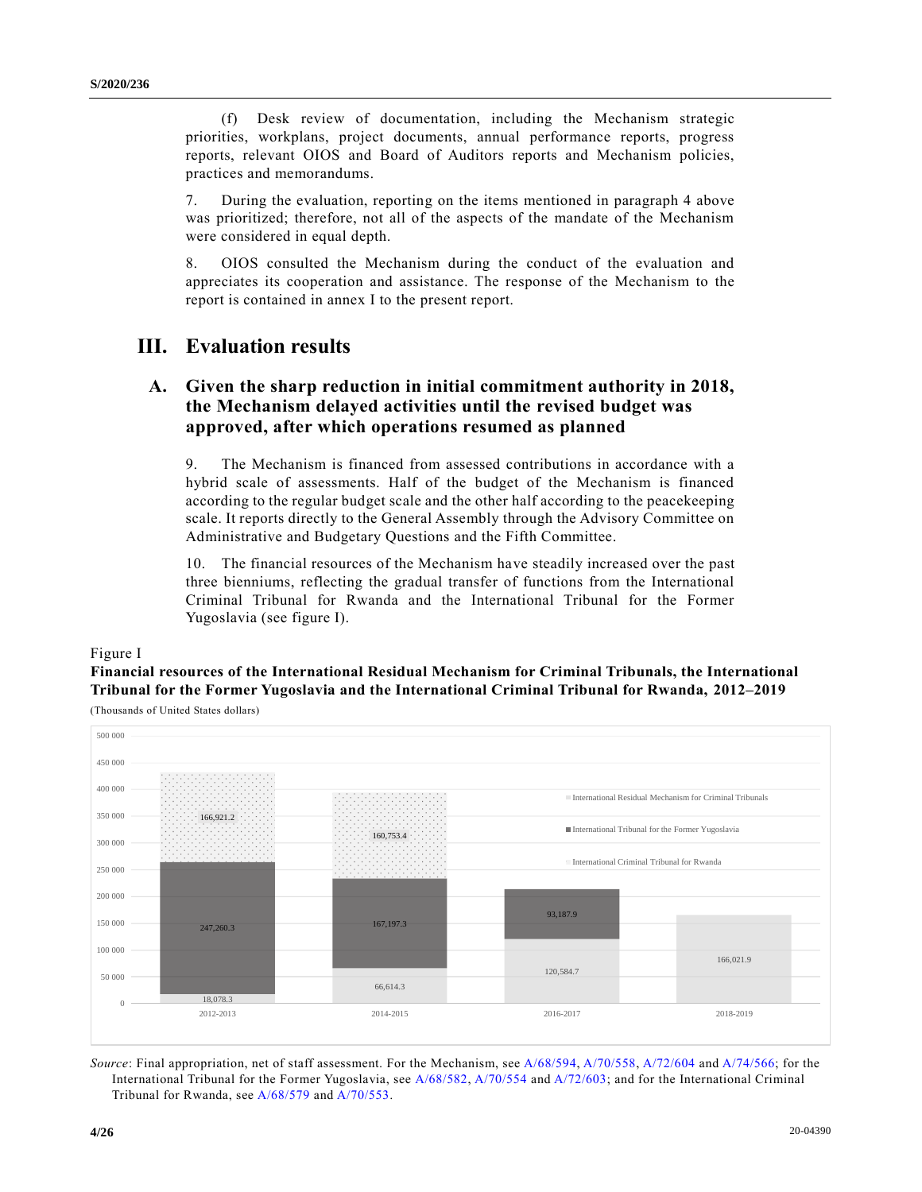(f) Desk review of documentation, including the Mechanism strategic priorities, workplans, project documents, annual performance reports, progress reports, relevant OIOS and Board of Auditors reports and Mechanism policies, practices and memorandums.

7. During the evaluation, reporting on the items mentioned in paragraph 4 above was prioritized; therefore, not all of the aspects of the mandate of the Mechanism were considered in equal depth.

8. OIOS consulted the Mechanism during the conduct of the evaluation and appreciates its cooperation and assistance. The response of the Mechanism to the report is contained in annex I to the present report.

# III. Evaluation results

## A. Given the sharp reduction in initial commitment authority in 2018, the Mechanism delayed activities until the revised budget was approved, after which operations resumed as planned

9. The Mechanism is financed from assessed contributions in accordance with a hybrid scale of assessments. Half of the budget of the Mechanism is financed according to the regular budget scale and the other half according to the peacekeeping scale. It reports directly to the General Assembly through the Advisory Committee on Administrative and Budgetary Questions and the Fifth Committee.

10. The financial resources of the Mechanism have steadily increased over the past three bienniums, reflecting the gradual transfer of functions from the International Criminal Tribunal for Rwanda and the International Tribunal for the Former Yugoslavia (see figure I).

Figure I
**Financial resources of the International Residual Mechanism for Criminal Tribunals, the International Tribunal for the Former Yugoslavia and the International Criminal Tribunal for Rwanda, 2012–2019**

(Thousands of United States dollars)

| | 2012-2013 | 2014-2015 | 2016-2017 | 2018-2019 |
|---|---|---|---|---|
| International Residual Mechanism for Criminal Tribunals | 18,078.3 | 66,614.3 | 120,584.7 | 166,021.9 |
| International Tribunal for the Former Yugoslavia | 247,260.3 | 167,197.3 | 93,187.9 | |
| International Criminal Tribunal for Rwanda | 166,921.2 | 160,753.4 | | |

*Source*: Final appropriation, net of staff assessment. For the Mechanism, see A/68/594, A/70/558, A/72/604 and A/74/566; for the International Tribunal for the Former Yugoslavia, see A/68/582, A/70/554 and A/72/603; and for the International Criminal Tribunal for Rwanda, see A/68/579 and A/70/553.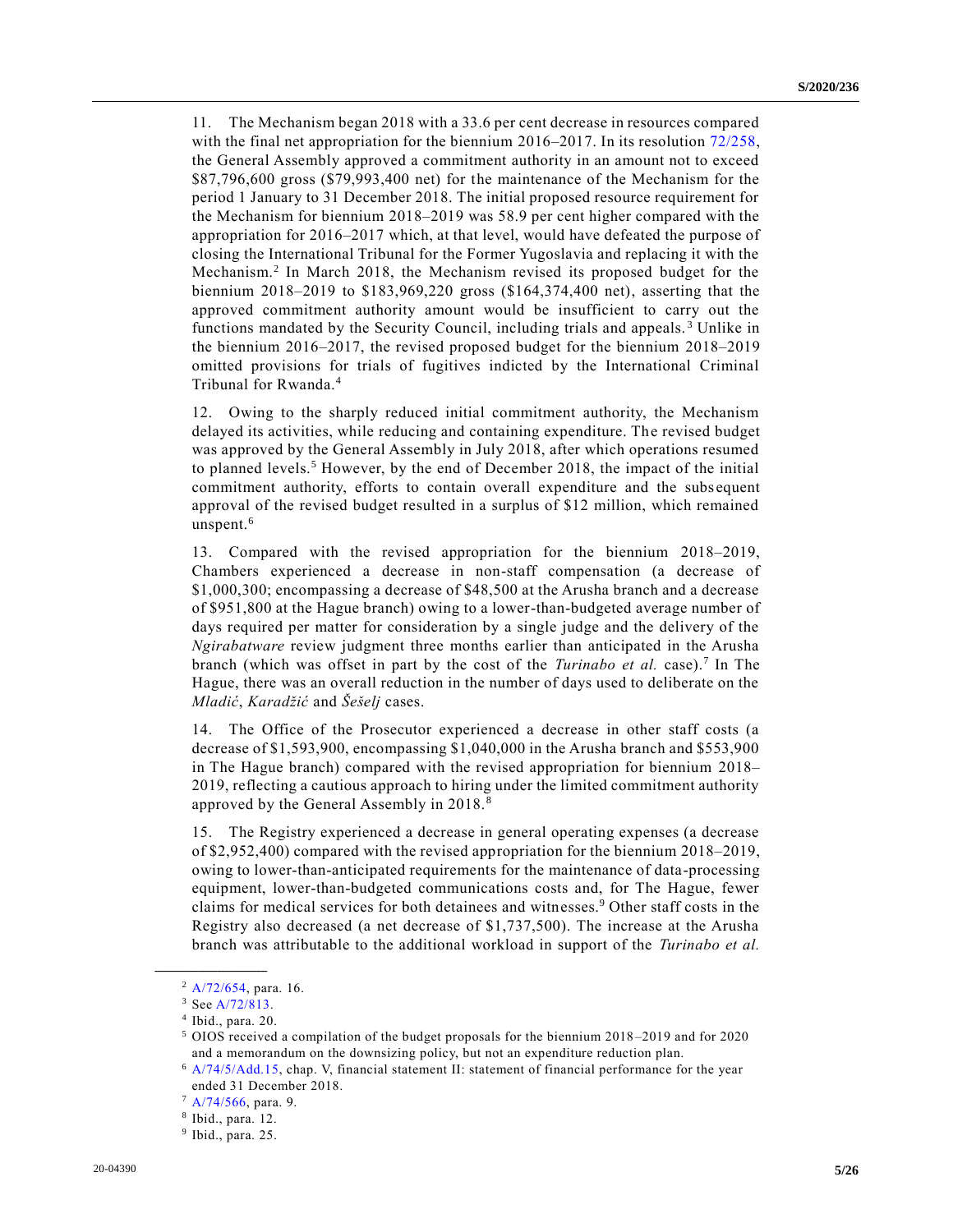11. The Mechanism began 2018 with a 33.6 per cent decrease in resources compared with the final net appropriation for the biennium 2016–2017. In its resolution 72/258, the General Assembly approved a commitment authority in an amount not to exceed \$87,796,600 gross (\$79,993,400 net) for the maintenance of the Mechanism for the period 1 January to 31 December 2018. The initial proposed resource requirement for the Mechanism for biennium 2018–2019 was 58.9 per cent higher compared with the appropriation for 2016–2017 which, at that level, would have defeated the purpose of closing the International Tribunal for the Former Yugoslavia and replacing it with the Mechanism.[2] In March 2018, the Mechanism revised its proposed budget for the biennium 2018–2019 to \$183,969,220 gross (\$164,374,400 net), asserting that the approved commitment authority amount would be insufficient to carry out the functions mandated by the Security Council, including trials and appeals.[3] Unlike in the biennium 2016–2017, the revised proposed budget for the biennium 2018–2019 omitted provisions for trials of fugitives indicted by the International Criminal Tribunal for Rwanda.[4]

12. Owing to the sharply reduced initial commitment authority, the Mechanism delayed its activities, while reducing and containing expenditure. The revised budget was approved by the General Assembly in July 2018, after which operations resumed to planned levels.[5] However, by the end of December 2018, the impact of the initial commitment authority, efforts to contain overall expenditure and the subsequent approval of the revised budget resulted in a surplus of \$12 million, which remained unspent.[6]

13. Compared with the revised appropriation for the biennium 2018–2019, Chambers experienced a decrease in non-staff compensation (a decrease of \$1,000,300; encompassing a decrease of \$48,500 at the Arusha branch and a decrease of \$951,800 at the Hague branch) owing to a lower-than-budgeted average number of days required per matter for consideration by a single judge and the delivery of the *Ngirabatware* review judgment three months earlier than anticipated in the Arusha branch (which was offset in part by the cost of the *Turinabo et al.* case).[7] In The Hague, there was an overall reduction in the number of days used to deliberate on the *Mladić*, *Karadžić* and *Šešelj* cases.

14. The Office of the Prosecutor experienced a decrease in other staff costs (a decrease of \$1,593,900, encompassing \$1,040,000 in the Arusha branch and \$553,900 in The Hague branch) compared with the revised appropriation for biennium 2018–2019, reflecting a cautious approach to hiring under the limited commitment authority approved by the General Assembly in 2018.[8]

15. The Registry experienced a decrease in general operating expenses (a decrease of \$2,952,400) compared with the revised appropriation for the biennium 2018–2019, owing to lower-than-anticipated requirements for the maintenance of data-processing equipment, lower-than-budgeted communications costs and, for The Hague, fewer claims for medical services for both detainees and witnesses.[9] Other staff costs in the Registry also decreased (a net decrease of \$1,737,500). The increase at the Arusha branch was attributable to the additional workload in support of the *Turinabo et al.*

---

[2] A/72/654, para. 16.

[3] See A/72/813.

[4] Ibid., para. 20.

[5] OIOS received a compilation of the budget proposals for the biennium 2018–2019 and for 2020 and a memorandum on the downsizing policy, but not an expenditure reduction plan.

[6] A/74/5/Add.15, chap. V, financial statement II: statement of financial performance for the year ended 31 December 2018.

[7] A/74/566, para. 9.

[8] Ibid., para. 12.

[9] Ibid., para. 25.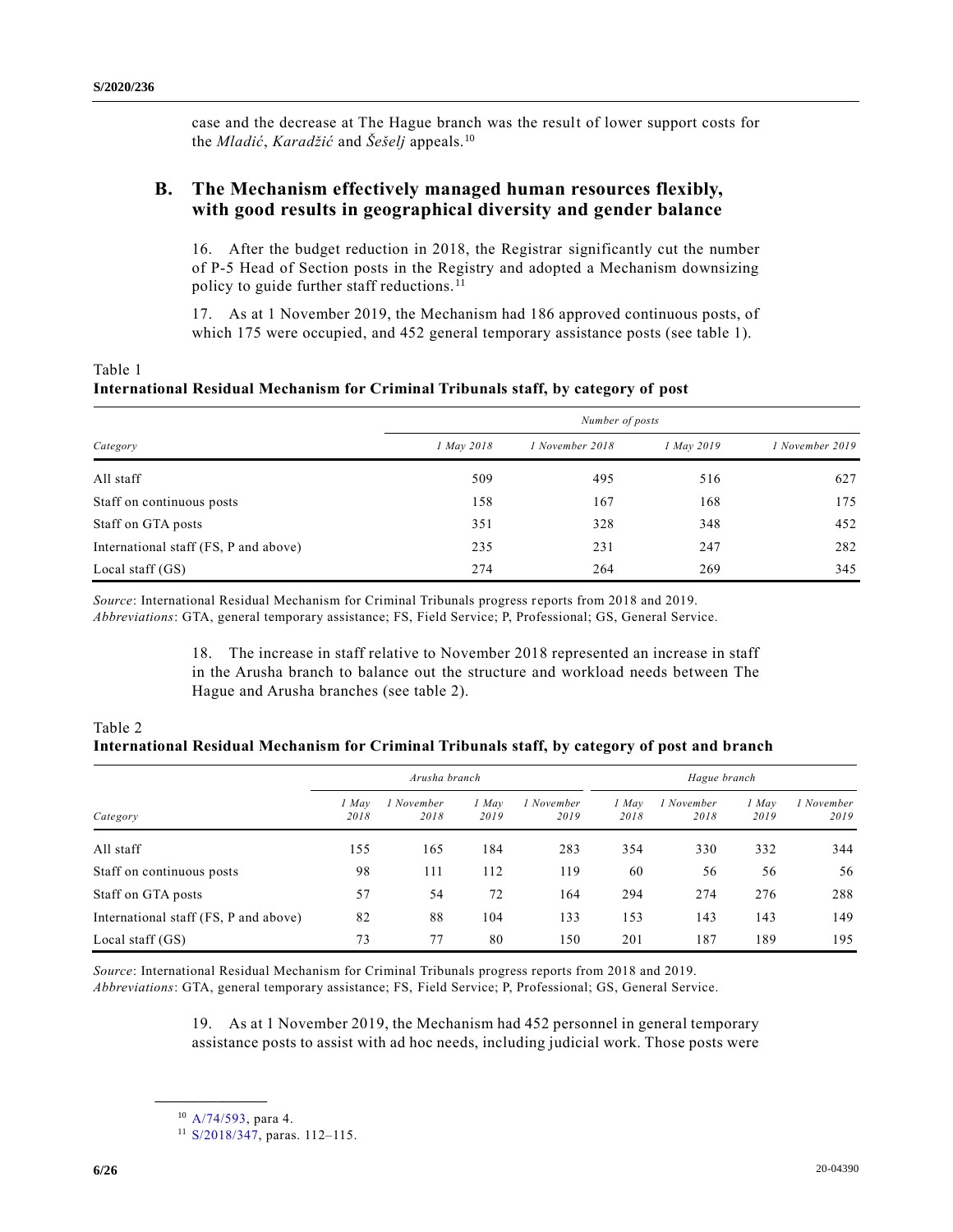case and the decrease at The Hague branch was the result of lower support costs for the *Mladić*, *Karadžić* and *Šešelj* appeals.[10]

## B. The Mechanism effectively managed human resources flexibly, with good results in geographical diversity and gender balance

16. After the budget reduction in 2018, the Registrar significantly cut the number of P-5 Head of Section posts in the Registry and adopted a Mechanism downsizing policy to guide further staff reductions.[11]

17. As at 1 November 2019, the Mechanism had 186 approved continuous posts, of which 175 were occupied, and 452 general temporary assistance posts (see table 1).

Table 1
**International Residual Mechanism for Criminal Tribunals staff, by category of post**

| Category | *Number of posts* | | | |
|---|---|---|---|---|
| | *1 May 2018* | *1 November 2018* | *1 May 2019* | *1 November 2019* |
| All staff | 509 | 495 | 516 | 627 |
| Staff on continuous posts | 158 | 167 | 168 | 175 |
| Staff on GTA posts | 351 | 328 | 348 | 452 |
| International staff (FS, P and above) | 235 | 231 | 247 | 282 |
| Local staff (GS) | 274 | 264 | 269 | 345 |

*Source*: International Residual Mechanism for Criminal Tribunals progress reports from 2018 and 2019.
*Abbreviations*: GTA, general temporary assistance; FS, Field Service; P, Professional; GS, General Service.

18. The increase in staff relative to November 2018 represented an increase in staff in the Arusha branch to balance out the structure and workload needs between The Hague and Arusha branches (see table 2).

Table 2
**International Residual Mechanism for Criminal Tribunals staff, by category of post and branch**

| Category | *Arusha branch* | | | | *Hague branch* | | | |
|---|---|---|---|---|---|---|---|---|
| | *1 May 2018* | *1 November 2018* | *1 May 2019* | *1 November 2019* | *1 May 2018* | *1 November 2018* | *1 May 2019* | *1 November 2019* |
| All staff | 155 | 165 | 184 | 283 | 354 | 330 | 332 | 344 |
| Staff on continuous posts | 98 | 111 | 112 | 119 | 60 | 56 | 56 | 56 |
| Staff on GTA posts | 57 | 54 | 72 | 164 | 294 | 274 | 276 | 288 |
| International staff (FS, P and above) | 82 | 88 | 104 | 133 | 153 | 143 | 143 | 149 |
| Local staff (GS) | 73 | 77 | 80 | 150 | 201 | 187 | 189 | 195 |

*Source*: International Residual Mechanism for Criminal Tribunals progress reports from 2018 and 2019.
*Abbreviations*: GTA, general temporary assistance; FS, Field Service; P, Professional; GS, General Service.

19. As at 1 November 2019, the Mechanism had 452 personnel in general temporary assistance posts to assist with ad hoc needs, including judicial work. Those posts were

[10] A/74/593, para 4.
[11] S/2018/347, paras. 112–115.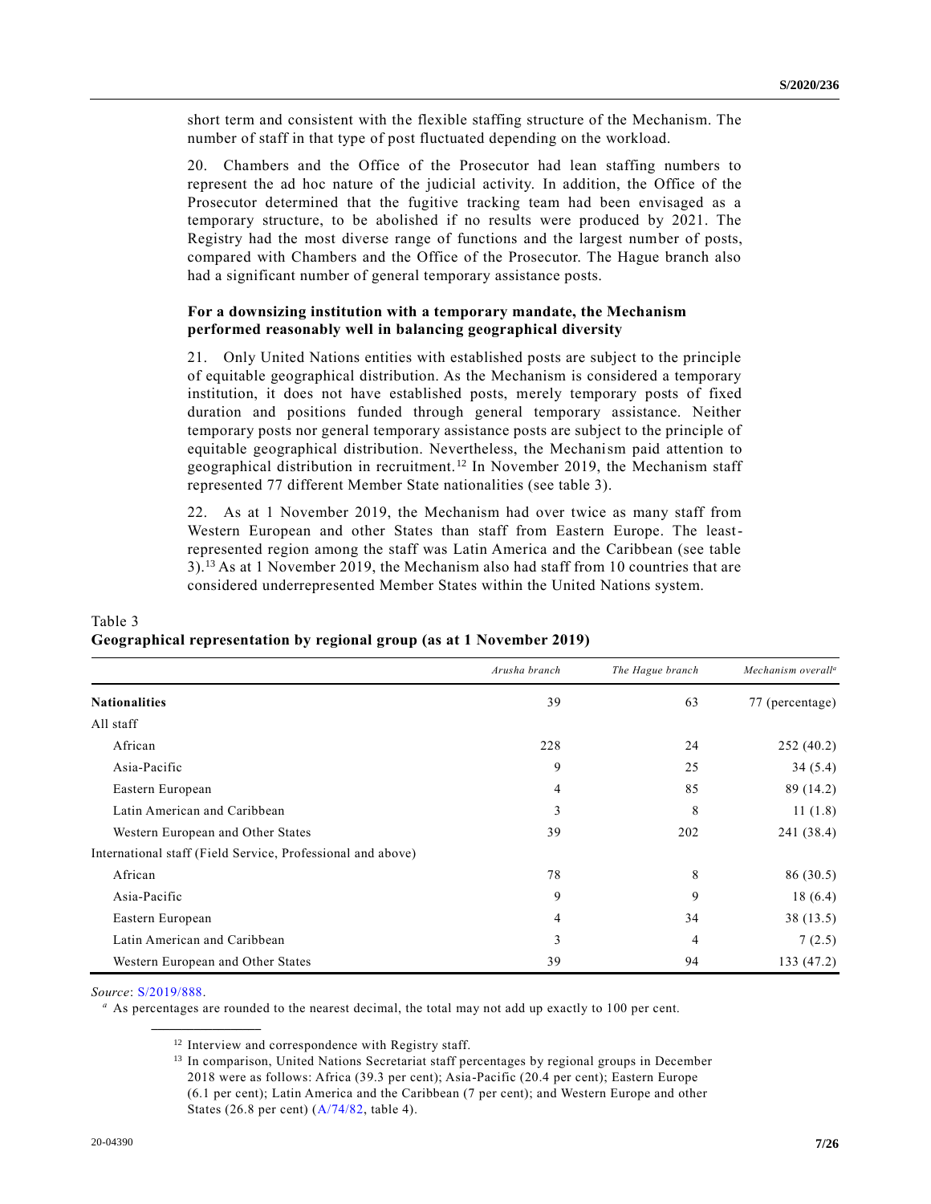short term and consistent with the flexible staffing structure of the Mechanism. The number of staff in that type of post fluctuated depending on the workload.

20. Chambers and the Office of the Prosecutor had lean staffing numbers to represent the ad hoc nature of the judicial activity. In addition, the Office of the Prosecutor determined that the fugitive tracking team had been envisaged as a temporary structure, to be abolished if no results were produced by 2021. The Registry had the most diverse range of functions and the largest number of posts, compared with Chambers and the Office of the Prosecutor. The Hague branch also had a significant number of general temporary assistance posts.

### For a downsizing institution with a temporary mandate, the Mechanism performed reasonably well in balancing geographical diversity

21. Only United Nations entities with established posts are subject to the principle of equitable geographical distribution. As the Mechanism is considered a temporary institution, it does not have established posts, merely temporary posts of fixed duration and positions funded through general temporary assistance. Neither temporary posts nor general temporary assistance posts are subject to the principle of equitable geographical distribution. Nevertheless, the Mechanism paid attention to geographical distribution in recruitment.[12] In November 2019, the Mechanism staff represented 77 different Member State nationalities (see table 3).

22. As at 1 November 2019, the Mechanism had over twice as many staff from Western European and other States than staff from Eastern Europe. The least-represented region among the staff was Latin America and the Caribbean (see table 3).[13] As at 1 November 2019, the Mechanism also had staff from 10 countries that are considered underrepresented Member States within the United Nations system.

Table 3
**Geographical representation by regional group (as at 1 November 2019)**

| | *Arusha branch* | *The Hague branch* | *Mechanism overall*[a] |
|---|---|---|---|
| **Nationalities** | 39 | 63 | 77 (percentage) |
| All staff | | | |
| African | 228 | 24 | 252 (40.2) |
| Asia-Pacific | 9 | 25 | 34 (5.4) |
| Eastern European | 4 | 85 | 89 (14.2) |
| Latin American and Caribbean | 3 | 8 | 11 (1.8) |
| Western European and Other States | 39 | 202 | 241 (38.4) |
| International staff (Field Service, Professional and above) | | | |
| African | 78 | 8 | 86 (30.5) |
| Asia-Pacific | 9 | 9 | 18 (6.4) |
| Eastern European | 4 | 34 | 38 (13.5) |
| Latin American and Caribbean | 3 | 4 | 7 (2.5) |
| Western European and Other States | 39 | 94 | 133 (47.2) |

*Source*: S/2019/888.

[a] As percentages are rounded to the nearest decimal, the total may not add up exactly to 100 per cent.

[12] Interview and correspondence with Registry staff.

[13] In comparison, United Nations Secretariat staff percentages by regional groups in December 2018 were as follows: Africa (39.3 per cent); Asia-Pacific (20.4 per cent); Eastern Europe (6.1 per cent); Latin America and the Caribbean (7 per cent); and Western Europe and other States (26.8 per cent) (A/74/82, table 4).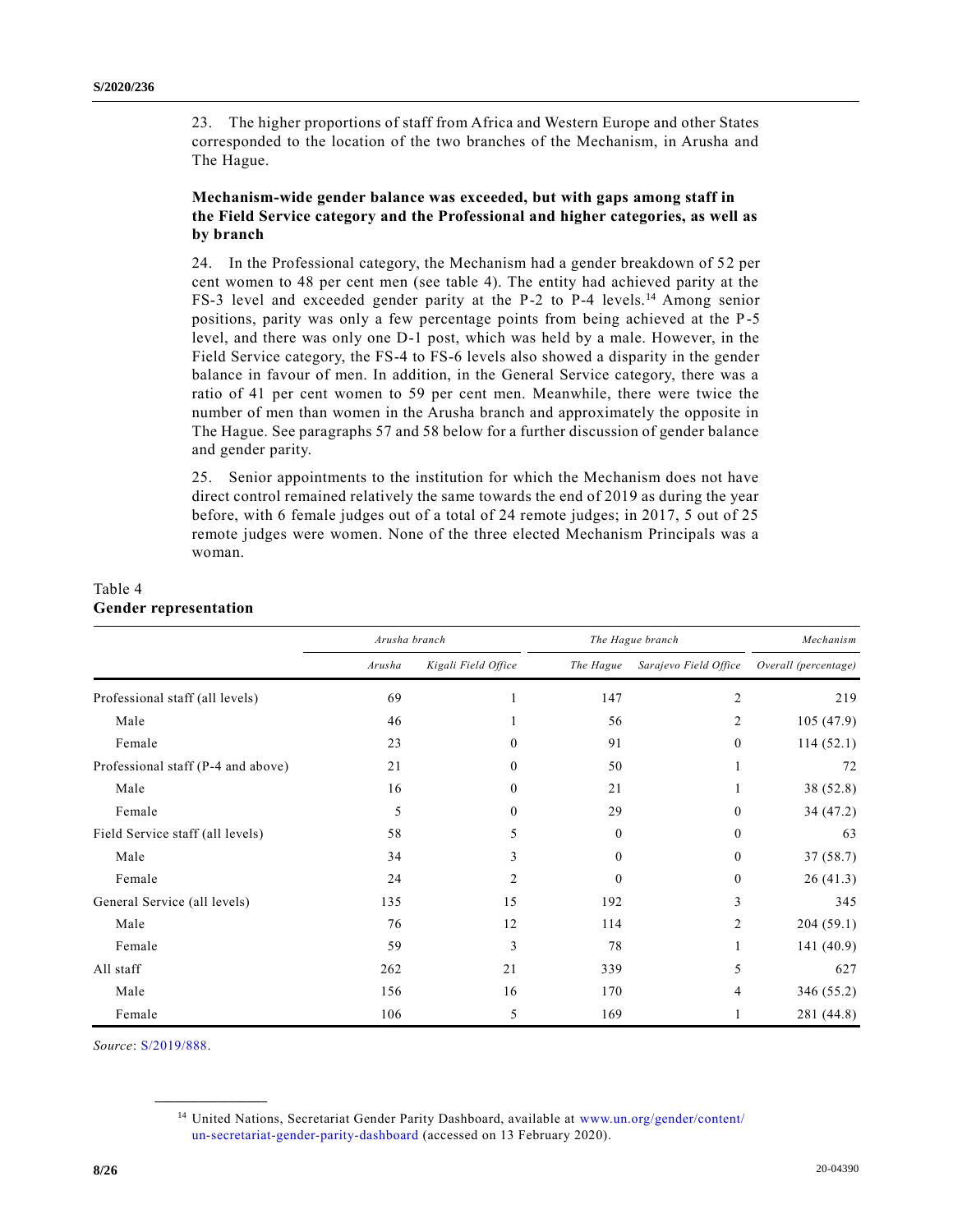23. The higher proportions of staff from Africa and Western Europe and other States corresponded to the location of the two branches of the Mechanism, in Arusha and The Hague.

**Mechanism-wide gender balance was exceeded, but with gaps among staff in the Field Service category and the Professional and higher categories, as well as by branch**

24. In the Professional category, the Mechanism had a gender breakdown of 52 per cent women to 48 per cent men (see table 4). The entity had achieved parity at the FS-3 level and exceeded gender parity at the P-2 to P-4 levels.[14] Among senior positions, parity was only a few percentage points from being achieved at the P-5 level, and there was only one D-1 post, which was held by a male. However, in the Field Service category, the FS-4 to FS-6 levels also showed a disparity in the gender balance in favour of men. In addition, in the General Service category, there was a ratio of 41 per cent women to 59 per cent men. Meanwhile, there were twice the number of men than women in the Arusha branch and approximately the opposite in The Hague. See paragraphs 57 and 58 below for a further discussion of gender balance and gender parity.

25. Senior appointments to the institution for which the Mechanism does not have direct control remained relatively the same towards the end of 2019 as during the year before, with 6 female judges out of a total of 24 remote judges; in 2017, 5 out of 25 remote judges were women. None of the three elected Mechanism Principals was a woman.

Table 4
**Gender representation**

| | *Arusha branch* | | *The Hague branch* | | *Mechanism* |
|---|---|---|---|---|---|
| | *Arusha* | *Kigali Field Office* | *The Hague* | *Sarajevo Field Office* | *Overall (percentage)* |
| Professional staff (all levels) | 69 | 1 | 147 | 2 | 219 |
| Male | 46 | 1 | 56 | 2 | 105 (47.9) |
| Female | 23 | 0 | 91 | 0 | 114 (52.1) |
| Professional staff (P-4 and above) | 21 | 0 | 50 | 1 | 72 |
| Male | 16 | 0 | 21 | 1 | 38 (52.8) |
| Female | 5 | 0 | 29 | 0 | 34 (47.2) |
| Field Service staff (all levels) | 58 | 5 | 0 | 0 | 63 |
| Male | 34 | 3 | 0 | 0 | 37 (58.7) |
| Female | 24 | 2 | 0 | 0 | 26 (41.3) |
| General Service (all levels) | 135 | 15 | 192 | 3 | 345 |
| Male | 76 | 12 | 114 | 2 | 204 (59.1) |
| Female | 59 | 3 | 78 | 1 | 141 (40.9) |
| All staff | 262 | 21 | 339 | 5 | 627 |
| Male | 156 | 16 | 170 | 4 | 346 (55.2) |
| Female | 106 | 5 | 169 | 1 | 281 (44.8) |

*Source*: S/2019/888.

[14] United Nations, Secretariat Gender Parity Dashboard, available at www.un.org/gender/content/un-secretariat-gender-parity-dashboard (accessed on 13 February 2020).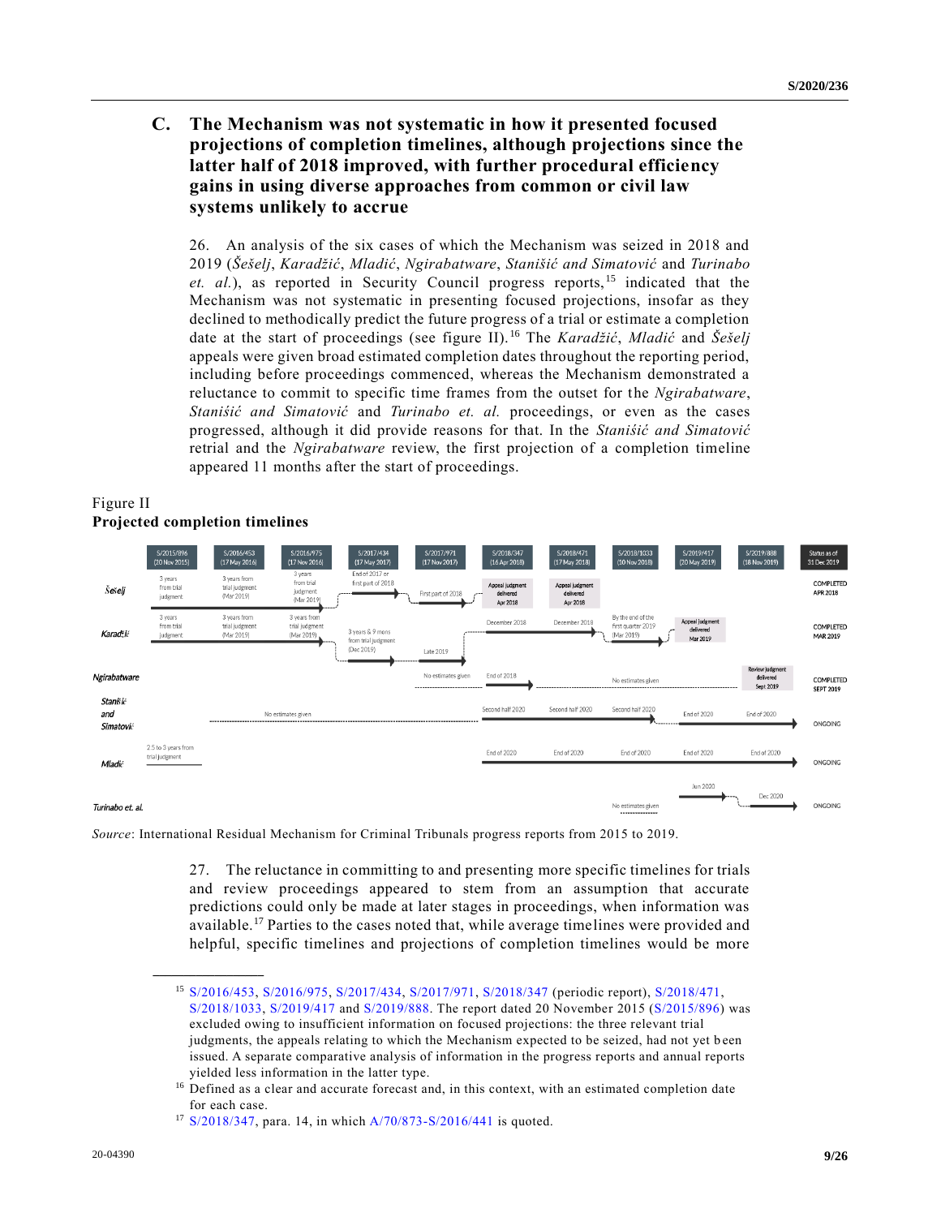## C. The Mechanism was not systematic in how it presented focused projections of completion timelines, although projections since the latter half of 2018 improved, with further procedural efficiency gains in using diverse approaches from common or civil law systems unlikely to accrue

26. An analysis of the six cases of which the Mechanism was seized in 2018 and 2019 (*Šešelj*, *Karadžić*, *Mladić*, *Ngirabatware*, *Stanišić and Simatović* and *Turinabo et. al.*), as reported in Security Council progress reports,[15] indicated that the Mechanism was not systematic in presenting focused projections, insofar as they declined to methodically predict the future progress of a trial or estimate a completion date at the start of proceedings (see figure II).[16] The *Karadžić*, *Mladić* and *Šešelj* appeals were given broad estimated completion dates throughout the reporting period, including before proceedings commenced, whereas the Mechanism demonstrated a reluctance to commit to specific time frames from the outset for the *Ngirabatware*, *Stanišić and Simatović* and *Turinabo et. al.* proceedings, or even as the cases progressed, although it did provide reasons for that. In the *Stanišić and Simatović* retrial and the *Ngirabatware* review, the first projection of a completion timeline appeared 11 months after the start of proceedings.

Figure II
**Projected completion timelines**

| | S/2015/896 (20 Nov 2015) | S/2016/453 (17 May 2016) | S/2016/975 (17 Nov 2016) | S/2017/434 (17 May 2017) | S/2017/971 (17 Nov 2017) | S/2018/347 (16 Apr 2018) | S/2018/471 (17 May 2018) | S/2018/1033 (10 Nov 2018) | S/2019/417 (20 May 2019) | S/2019/888 (18 Nov 2019) | Status as of 31 Dec 2019 |
|---|---|---|---|---|---|---|---|---|---|---|---|
| *Šešelj* | 3 years from trial judgment | 3 years from trial judgment (Mar 2019) | 3 years from trial judgment (Mar 2019) | End of 2017 or first part of 2018 | First part of 2018 | Appeal judgment delivered Apr 2018 | Appeal judgment delivered Apr 2018 | | | | COMPLETED APR 2018 |
| *Karadžić* | 3 years from trial judgment | 3 years from trial judgment (Mar 2019) | 3 years from trial judgment (Mar 2019) | 3 years & 9 mons from trial judgment (Dec 2019) | Late 2019 | December 2018 | December 2018 | By the end of the first quarter 2019 (Mar 2019) | Appeal judgment delivered Mar 2019 | | COMPLETED MAR 2019 |
| *Ngirabatware* | | | | | No estimates given | End of 2018 | No estimates given | No estimates given | No estimates given | Review judgment delivered Sept 2019 | COMPLETED SEPT 2019 |
| *Stanišić and Simatović* | | No estimates given | No estimates given | No estimates given | No estimates given | Second half 2020 | Second half 2020 | Second half 2020 | End of 2020 | End of 2020 | ONGOING |
| *Mladić* | 2.5 to 3 years from trial judgment | | | | | End of 2020 | End of 2020 | End of 2020 | End of 2020 | End of 2020 | ONGOING |
| *Turinabo et. al.* | | | | | | | | No estimates given | Jun 2020 | Dec 2020 | ONGOING |

*Source*: International Residual Mechanism for Criminal Tribunals progress reports from 2015 to 2019.

27. The reluctance in committing to and presenting more specific timelines for trials and review proceedings appeared to stem from an assumption that accurate predictions could only be made at later stages in proceedings, when information was available.[17] Parties to the cases noted that, while average timelines were provided and helpful, specific timelines and projections of completion timelines would be more

---

[15] S/2016/453, S/2016/975, S/2017/434, S/2017/971, S/2018/347 (periodic report), S/2018/471, S/2018/1033, S/2019/417 and S/2019/888. The report dated 20 November 2015 (S/2015/896) was excluded owing to insufficient information on focused projections: the three relevant trial judgments, the appeals relating to which the Mechanism expected to be seized, had not yet been issued. A separate comparative analysis of information in the progress reports and annual reports yielded less information in the latter type.

[16] Defined as a clear and accurate forecast and, in this context, with an estimated completion date for each case.

[17] S/2018/347, para. 14, in which A/70/873-S/2016/441 is quoted.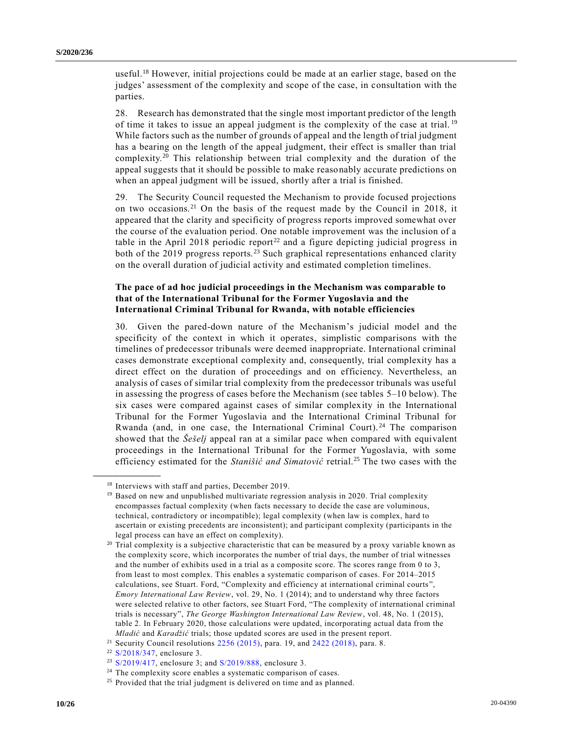useful.[18] However, initial projections could be made at an earlier stage, based on the judges' assessment of the complexity and scope of the case, in consultation with the parties.

28. Research has demonstrated that the single most important predictor of the length of time it takes to issue an appeal judgment is the complexity of the case at trial.[19] While factors such as the number of grounds of appeal and the length of trial judgment has a bearing on the length of the appeal judgment, their effect is smaller than trial complexity.[20] This relationship between trial complexity and the duration of the appeal suggests that it should be possible to make reasonably accurate predictions on when an appeal judgment will be issued, shortly after a trial is finished.

29. The Security Council requested the Mechanism to provide focused projections on two occasions.[21] On the basis of the request made by the Council in 2018, it appeared that the clarity and specificity of progress reports improved somewhat over the course of the evaluation period. One notable improvement was the inclusion of a table in the April 2018 periodic report[22] and a figure depicting judicial progress in both of the 2019 progress reports.[23] Such graphical representations enhanced clarity on the overall duration of judicial activity and estimated completion timelines.

**The pace of ad hoc judicial proceedings in the Mechanism was comparable to that of the International Tribunal for the Former Yugoslavia and the International Criminal Tribunal for Rwanda, with notable efficiencies**

30. Given the pared-down nature of the Mechanism's judicial model and the specificity of the context in which it operates, simplistic comparisons with the timelines of predecessor tribunals were deemed inappropriate. International criminal cases demonstrate exceptional complexity and, consequently, trial complexity has a direct effect on the duration of proceedings and on efficiency. Nevertheless, an analysis of cases of similar trial complexity from the predecessor tribunals was useful in assessing the progress of cases before the Mechanism (see tables 5–10 below). The six cases were compared against cases of similar complexity in the International Tribunal for the Former Yugoslavia and the International Criminal Tribunal for Rwanda (and, in one case, the International Criminal Court).[24] The comparison showed that the *Šešelj* appeal ran at a similar pace when compared with equivalent proceedings in the International Tribunal for the Former Yugoslavia, with some efficiency estimated for the *Stanišić and Simatović* retrial.[25] The two cases with the

---

[18] Interviews with staff and parties, December 2019.

[19] Based on new and unpublished multivariate regression analysis in 2020. Trial complexity encompasses factual complexity (when facts necessary to decide the case are voluminous, technical, contradictory or incompatible); legal complexity (when law is complex, hard to ascertain or existing precedents are inconsistent); and participant complexity (participants in the legal process can have an effect on complexity).

[20] Trial complexity is a subjective characteristic that can be measured by a proxy variable known as the complexity score, which incorporates the number of trial days, the number of trial witnesses and the number of exhibits used in a trial as a composite score. The scores range from 0 to 3, from least to most complex. This enables a systematic comparison of cases. For 2014–2015 calculations, see Stuart. Ford, "Complexity and efficiency at international criminal courts", *Emory International Law Review*, vol. 29, No. 1 (2014); and to understand why three factors were selected relative to other factors, see Stuart Ford, "The complexity of international criminal trials is necessary", *The George Washington International Law Review*, vol. 48, No. 1 (2015), table 2. In February 2020, those calculations were updated, incorporating actual data from the *Mladić* and *Karadžić* trials; those updated scores are used in the present report.

[21] Security Council resolutions 2256 (2015), para. 19, and 2422 (2018), para. 8.

[22] S/2018/347, enclosure 3.

[23] S/2019/417, enclosure 3; and S/2019/888, enclosure 3.

[24] The complexity score enables a systematic comparison of cases.

[25] Provided that the trial judgment is delivered on time and as planned.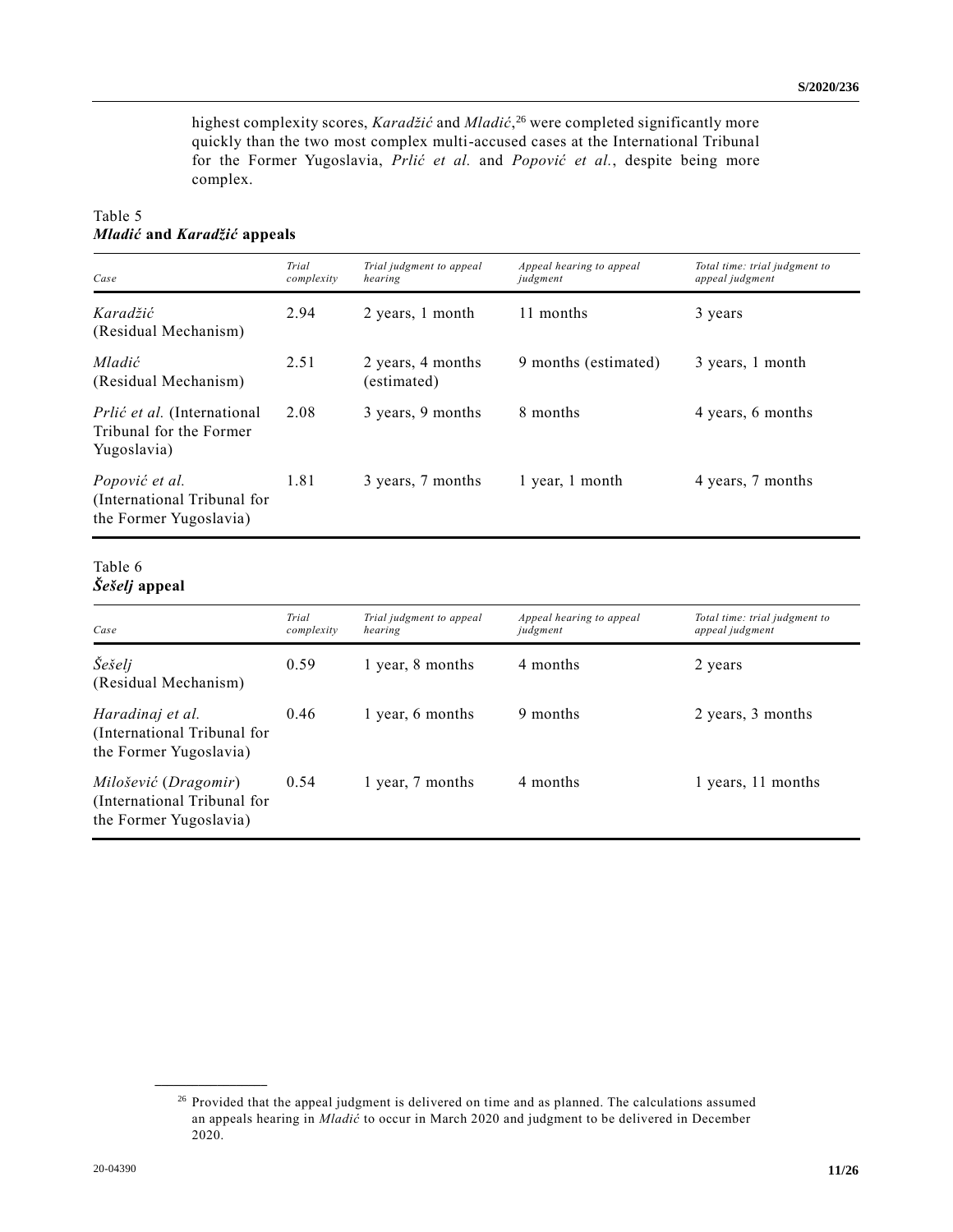highest complexity scores, *Karadžić* and *Mladić*,[26] were completed significantly more quickly than the two most complex multi-accused cases at the International Tribunal for the Former Yugoslavia, *Prlić et al.* and *Popović et al.*, despite being more complex.

Table 5
***Mladić* and *Karadžić* appeals**

| *Case* | *Trial complexity* | *Trial judgment to appeal hearing* | *Appeal hearing to appeal judgment* | *Total time: trial judgment to appeal judgment* |
|---|---|---|---|---|
| *Karadžić* (Residual Mechanism) | 2.94 | 2 years, 1 month | 11 months | 3 years |
| *Mladić* (Residual Mechanism) | 2.51 | 2 years, 4 months (estimated) | 9 months (estimated) | 3 years, 1 month |
| *Prlić et al.* (International Tribunal for the Former Yugoslavia) | 2.08 | 3 years, 9 months | 8 months | 4 years, 6 months |
| *Popović et al.* (International Tribunal for the Former Yugoslavia) | 1.81 | 3 years, 7 months | 1 year, 1 month | 4 years, 7 months |

Table 6
***Šešelj* appeal**

| *Case* | *Trial complexity* | *Trial judgment to appeal hearing* | *Appeal hearing to appeal judgment* | *Total time: trial judgment to appeal judgment* |
|---|---|---|---|---|
| *Šešelj* (Residual Mechanism) | 0.59 | 1 year, 8 months | 4 months | 2 years |
| *Haradinaj et al.* (International Tribunal for the Former Yugoslavia) | 0.46 | 1 year, 6 months | 9 months | 2 years, 3 months |
| *Milošević* (*Dragomir*) (International Tribunal for the Former Yugoslavia) | 0.54 | 1 year, 7 months | 4 months | 1 years, 11 months |

[26] Provided that the appeal judgment is delivered on time and as planned. The calculations assumed an appeals hearing in *Mladić* to occur in March 2020 and judgment to be delivered in December 2020.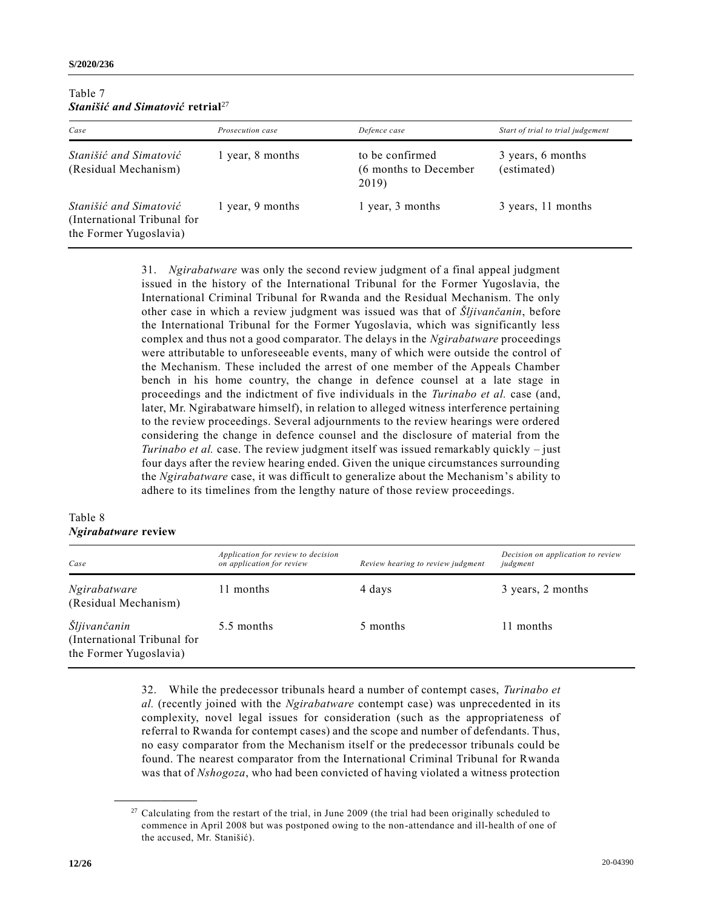Table 7
***Stanišić and Simatović* retrial**[27]

| *Case* | *Prosecution case* | *Defence case* | *Start of trial to trial judgement* |
|---|---|---|---|
| *Stanišić and Simatović* (Residual Mechanism) | 1 year, 8 months | to be confirmed (6 months to December 2019) | 3 years, 6 months (estimated) |
| *Stanišić and Simatović* (International Tribunal for the Former Yugoslavia) | 1 year, 9 months | 1 year, 3 months | 3 years, 11 months |

31. *Ngirabatware* was only the second review judgment of a final appeal judgment issued in the history of the International Tribunal for the Former Yugoslavia, the International Criminal Tribunal for Rwanda and the Residual Mechanism. The only other case in which a review judgment was issued was that of *Šljivančanin*, before the International Tribunal for the Former Yugoslavia, which was significantly less complex and thus not a good comparator. The delays in the *Ngirabatware* proceedings were attributable to unforeseeable events, many of which were outside the control of the Mechanism. These included the arrest of one member of the Appeals Chamber bench in his home country, the change in defence counsel at a late stage in proceedings and the indictment of five individuals in the *Turinabo et al.* case (and, later, Mr. Ngirabatware himself), in relation to alleged witness interference pertaining to the review proceedings. Several adjournments to the review hearings were ordered considering the change in defence counsel and the disclosure of material from the *Turinabo et al.* case. The review judgment itself was issued remarkably quickly – just four days after the review hearing ended. Given the unique circumstances surrounding the *Ngirabatware* case, it was difficult to generalize about the Mechanism's ability to adhere to its timelines from the lengthy nature of those review proceedings.

Table 8
***Ngirabatware* review**

| *Case* | *Application for review to decision on application for review* | *Review hearing to review judgment* | *Decision on application to review judgment* |
|---|---|---|---|
| *Ngirabatware* (Residual Mechanism) | 11 months | 4 days | 3 years, 2 months |
| *Šljivančanin* (International Tribunal for the Former Yugoslavia) | 5.5 months | 5 months | 11 months |

32. While the predecessor tribunals heard a number of contempt cases, *Turinabo et al.* (recently joined with the *Ngirabatware* contempt case) was unprecedented in its complexity, novel legal issues for consideration (such as the appropriateness of referral to Rwanda for contempt cases) and the scope and number of defendants. Thus, no easy comparator from the Mechanism itself or the predecessor tribunals could be found. The nearest comparator from the International Criminal Tribunal for Rwanda was that of *Nshogoza*, who had been convicted of having violated a witness protection

[27] Calculating from the restart of the trial, in June 2009 (the trial had been originally scheduled to commence in April 2008 but was postponed owing to the non-attendance and ill-health of one of the accused, Mr. Stanišić).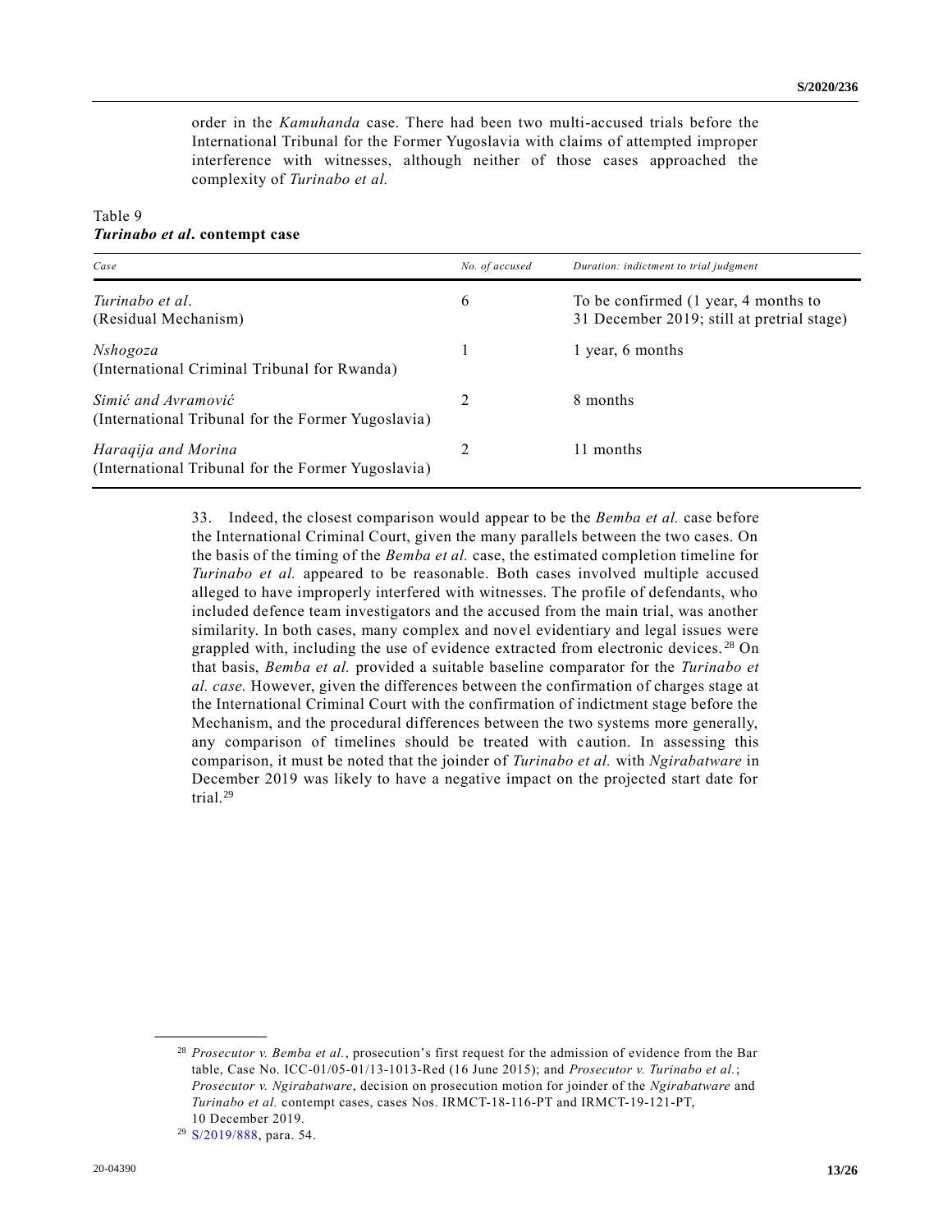order in the *Kamuhanda* case. There had been two multi-accused trials before the International Tribunal for the Former Yugoslavia with claims of attempted improper interference with witnesses, although neither of those cases approached the complexity of *Turinabo et al.*

Table 9
***Turinabo et al*. contempt case**

| *Case* | *No. of accused* | *Duration: indictment to trial judgment* |
|---|---|---|
| *Turinabo et al*. (Residual Mechanism) | 6 | To be confirmed (1 year, 4 months to 31 December 2019; still at pretrial stage) |
| *Nshogoza* (International Criminal Tribunal for Rwanda) | 1 | 1 year, 6 months |
| *Simić and Avramović* (International Tribunal for the Former Yugoslavia) | 2 | 8 months |
| *Haraqija and Morina* (International Tribunal for the Former Yugoslavia) | 2 | 11 months |

33. Indeed, the closest comparison would appear to be the *Bemba et al.* case before the International Criminal Court, given the many parallels between the two cases. On the basis of the timing of the *Bemba et al.* case, the estimated completion timeline for *Turinabo et al.* appeared to be reasonable. Both cases involved multiple accused alleged to have improperly interfered with witnesses. The profile of defendants, who included defence team investigators and the accused from the main trial, was another similarity. In both cases, many complex and novel evidentiary and legal issues were grappled with, including the use of evidence extracted from electronic devices.[28] On that basis, *Bemba et al.* provided a suitable baseline comparator for the *Turinabo et al. case.* However, given the differences between the confirmation of charges stage at the International Criminal Court with the confirmation of indictment stage before the Mechanism, and the procedural differences between the two systems more generally, any comparison of timelines should be treated with caution. In assessing this comparison, it must be noted that the joinder of *Turinabo et al.* with *Ngirabatware* in December 2019 was likely to have a negative impact on the projected start date for trial.[29]

---

[28] *Prosecutor v. Bemba et al.*, prosecution's first request for the admission of evidence from the Bar table, Case No. ICC-01/05-01/13-1013-Red (16 June 2015); and *Prosecutor v. Turinabo et al.*; *Prosecutor v. Ngirabatware*, decision on prosecution motion for joinder of the *Ngirabatware* and *Turinabo et al.* contempt cases, cases Nos. IRMCT-18-116-PT and IRMCT-19-121-PT, 10 December 2019.

[29] S/2019/888, para. 54.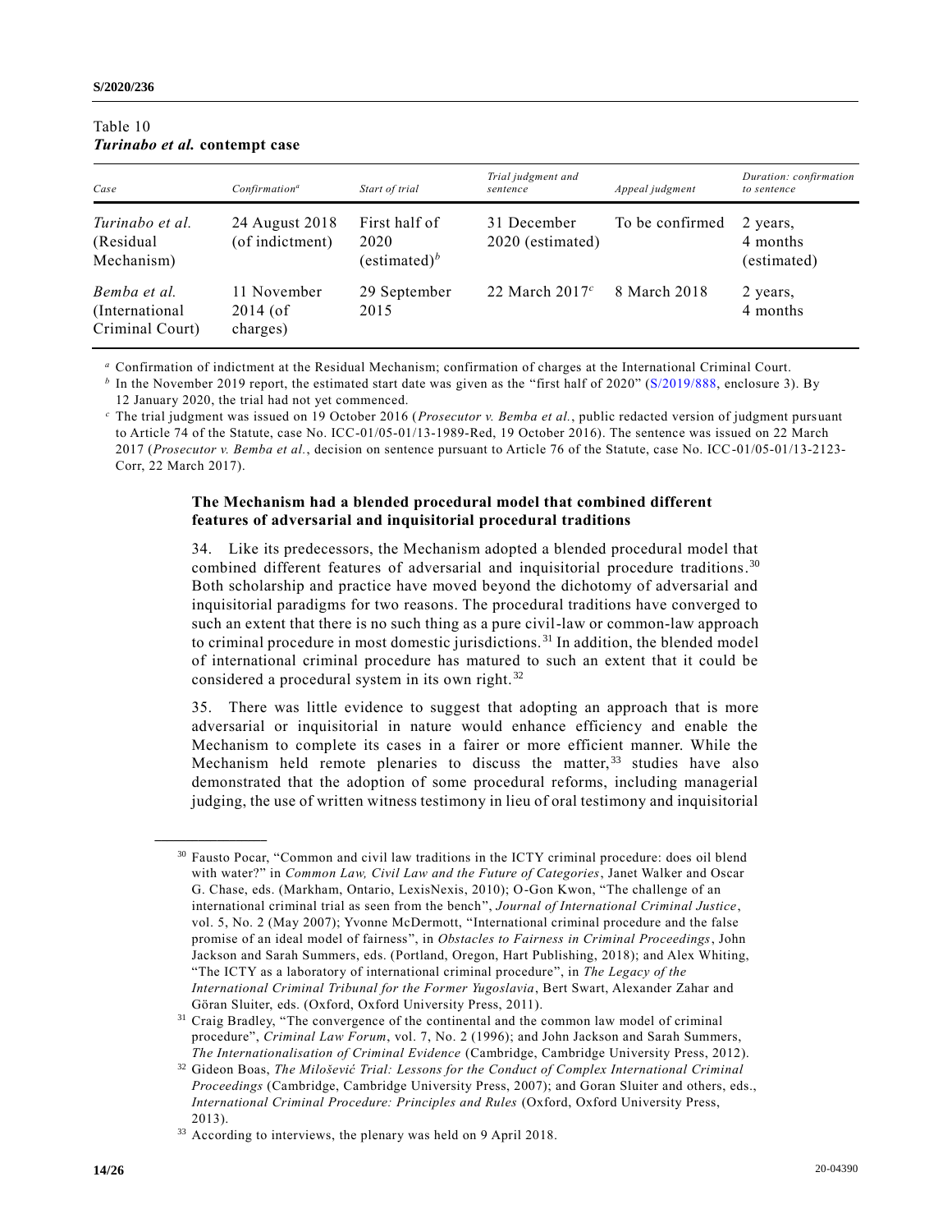Table 10
*Turinabo et al.* **contempt case**

| *Case* | *Confirmation*[a] | *Start of trial* | *Trial judgment and sentence* | *Appeal judgment* | *Duration: confirmation to sentence* |
| --- | --- | --- | --- | --- | --- |
| *Turinabo et al.* (Residual Mechanism) | 24 August 2018 (of indictment) | First half of 2020 (estimated)[b] | 31 December 2020 (estimated) | To be confirmed | 2 years, 4 months (estimated) |
| *Bemba et al.* (International Criminal Court) | 11 November 2014 (of charges) | 29 September 2015 | 22 March 2017[c] | 8 March 2018 | 2 years, 4 months |

[a] Confirmation of indictment at the Residual Mechanism; confirmation of charges at the International Criminal Court.

[b] In the November 2019 report, the estimated start date was given as the "first half of 2020" (S/2019/888, enclosure 3). By 12 January 2020, the trial had not yet commenced.

[c] The trial judgment was issued on 19 October 2016 (*Prosecutor v. Bemba et al.*, public redacted version of judgment pursuant to Article 74 of the Statute, case No. ICC-01/05-01/13-1989-Red, 19 October 2016). The sentence was issued on 22 March 2017 (*Prosecutor v. Bemba et al.*, decision on sentence pursuant to Article 76 of the Statute, case No. ICC-01/05-01/13-2123-Corr, 22 March 2017).

### The Mechanism had a blended procedural model that combined different features of adversarial and inquisitorial procedural traditions

34. Like its predecessors, the Mechanism adopted a blended procedural model that combined different features of adversarial and inquisitorial procedure traditions.[30] Both scholarship and practice have moved beyond the dichotomy of adversarial and inquisitorial paradigms for two reasons. The procedural traditions have converged to such an extent that there is no such thing as a pure civil-law or common-law approach to criminal procedure in most domestic jurisdictions.[31] In addition, the blended model of international criminal procedure has matured to such an extent that it could be considered a procedural system in its own right.[32]

35. There was little evidence to suggest that adopting an approach that is more adversarial or inquisitorial in nature would enhance efficiency and enable the Mechanism to complete its cases in a fairer or more efficient manner. While the Mechanism held remote plenaries to discuss the matter,[33] studies have also demonstrated that the adoption of some procedural reforms, including managerial judging, the use of written witness testimony in lieu of oral testimony and inquisitorial

[30] Fausto Pocar, "Common and civil law traditions in the ICTY criminal procedure: does oil blend with water?" in *Common Law, Civil Law and the Future of Categories*, Janet Walker and Oscar G. Chase, eds. (Markham, Ontario, LexisNexis, 2010); O-Gon Kwon, "The challenge of an international criminal trial as seen from the bench", *Journal of International Criminal Justice*, vol. 5, No. 2 (May 2007); Yvonne McDermott, "International criminal procedure and the false promise of an ideal model of fairness", in *Obstacles to Fairness in Criminal Proceedings*, John Jackson and Sarah Summers, eds. (Portland, Oregon, Hart Publishing, 2018); and Alex Whiting, "The ICTY as a laboratory of international criminal procedure", in *The Legacy of the International Criminal Tribunal for the Former Yugoslavia*, Bert Swart, Alexander Zahar and Göran Sluiter, eds. (Oxford, Oxford University Press, 2011).

[31] Craig Bradley, "The convergence of the continental and the common law model of criminal procedure", *Criminal Law Forum*, vol. 7, No. 2 (1996); and John Jackson and Sarah Summers, *The Internationalisation of Criminal Evidence* (Cambridge, Cambridge University Press, 2012).

[32] Gideon Boas, *The Milošević Trial: Lessons for the Conduct of Complex International Criminal Proceedings* (Cambridge, Cambridge University Press, 2007); and Goran Sluiter and others, eds., *International Criminal Procedure: Principles and Rules* (Oxford, Oxford University Press, 2013).

[33] According to interviews, the plenary was held on 9 April 2018.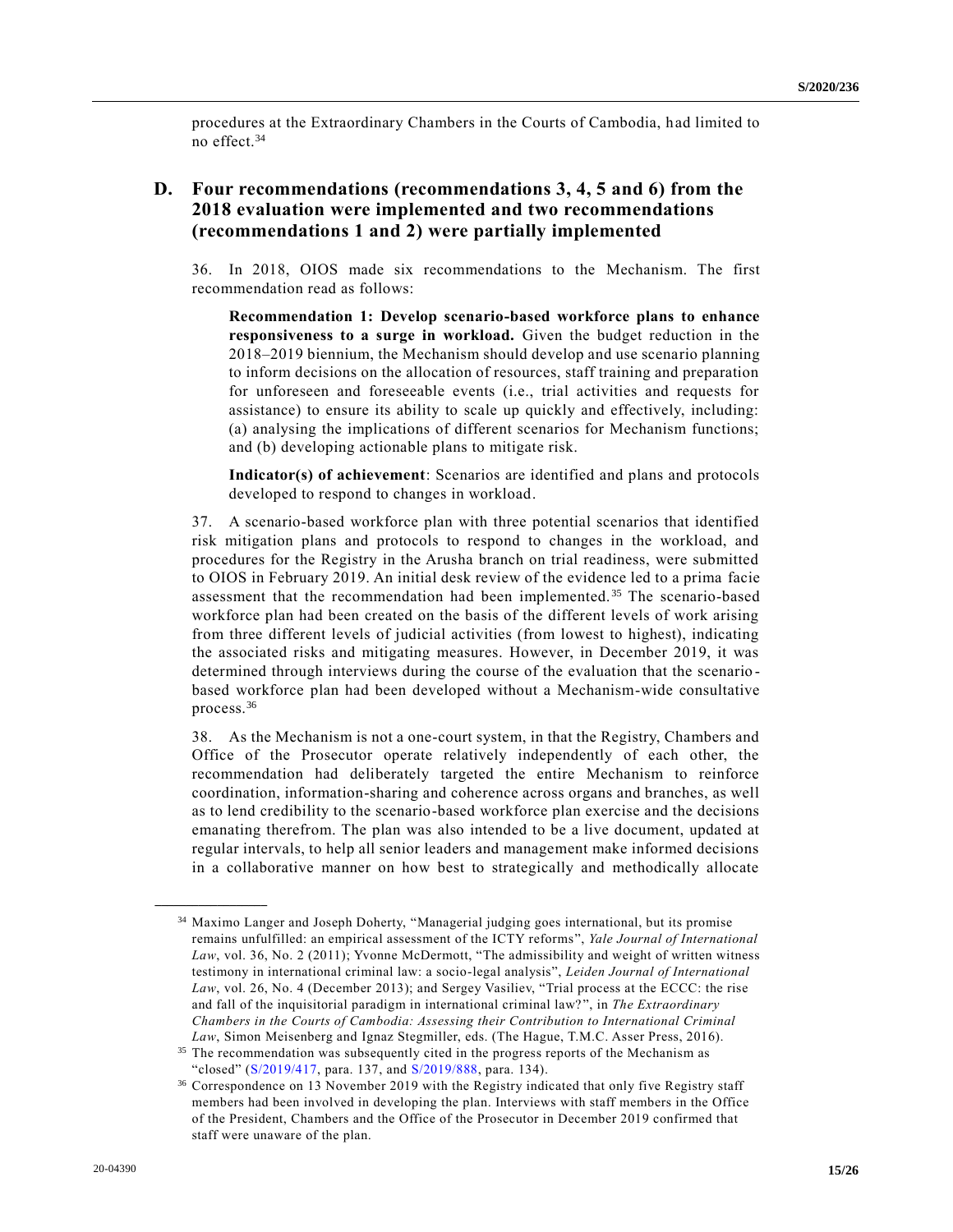procedures at the Extraordinary Chambers in the Courts of Cambodia, had limited to no effect.[34]

## D. Four recommendations (recommendations 3, 4, 5 and 6) from the 2018 evaluation were implemented and two recommendations (recommendations 1 and 2) were partially implemented

36. In 2018, OIOS made six recommendations to the Mechanism. The first recommendation read as follows:

> **Recommendation 1: Develop scenario-based workforce plans to enhance responsiveness to a surge in workload.** Given the budget reduction in the 2018–2019 biennium, the Mechanism should develop and use scenario planning to inform decisions on the allocation of resources, staff training and preparation for unforeseen and foreseeable events (i.e., trial activities and requests for assistance) to ensure its ability to scale up quickly and effectively, including: (a) analysing the implications of different scenarios for Mechanism functions; and (b) developing actionable plans to mitigate risk.
>
> **Indicator(s) of achievement**: Scenarios are identified and plans and protocols developed to respond to changes in workload.

37. A scenario-based workforce plan with three potential scenarios that identified risk mitigation plans and protocols to respond to changes in the workload, and procedures for the Registry in the Arusha branch on trial readiness, were submitted to OIOS in February 2019. An initial desk review of the evidence led to a prima facie assessment that the recommendation had been implemented.[35] The scenario-based workforce plan had been created on the basis of the different levels of work arising from three different levels of judicial activities (from lowest to highest), indicating the associated risks and mitigating measures. However, in December 2019, it was determined through interviews during the course of the evaluation that the scenario-based workforce plan had been developed without a Mechanism-wide consultative process.[36]

38. As the Mechanism is not a one-court system, in that the Registry, Chambers and Office of the Prosecutor operate relatively independently of each other, the recommendation had deliberately targeted the entire Mechanism to reinforce coordination, information-sharing and coherence across organs and branches, as well as to lend credibility to the scenario-based workforce plan exercise and the decisions emanating therefrom. The plan was also intended to be a live document, updated at regular intervals, to help all senior leaders and management make informed decisions in a collaborative manner on how best to strategically and methodically allocate

---

[34] Maximo Langer and Joseph Doherty, "Managerial judging goes international, but its promise remains unfulfilled: an empirical assessment of the ICTY reforms", *Yale Journal of International Law*, vol. 36, No. 2 (2011); Yvonne McDermott, "The admissibility and weight of written witness testimony in international criminal law: a socio-legal analysis", *Leiden Journal of International Law*, vol. 26, No. 4 (December 2013); and Sergey Vasiliev, "Trial process at the ECCC: the rise and fall of the inquisitorial paradigm in international criminal law?", in *The Extraordinary Chambers in the Courts of Cambodia: Assessing their Contribution to International Criminal Law*, Simon Meisenberg and Ignaz Stegmiller, eds. (The Hague, T.M.C. Asser Press, 2016).

[35] The recommendation was subsequently cited in the progress reports of the Mechanism as "closed" (S/2019/417, para. 137, and S/2019/888, para. 134).

[36] Correspondence on 13 November 2019 with the Registry indicated that only five Registry staff members had been involved in developing the plan. Interviews with staff members in the Office of the President, Chambers and the Office of the Prosecutor in December 2019 confirmed that staff were unaware of the plan.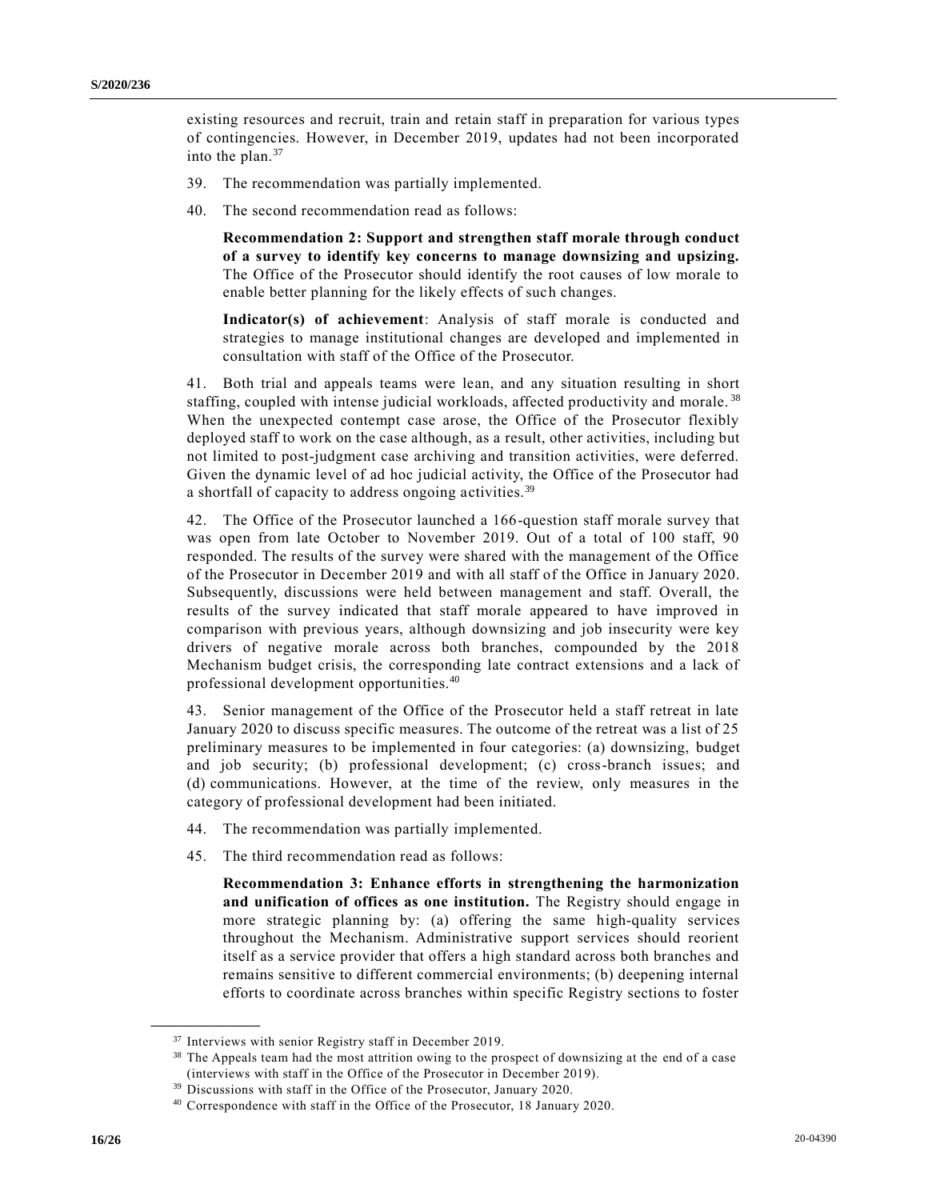existing resources and recruit, train and retain staff in preparation for various types of contingencies. However, in December 2019, updates had not been incorporated into the plan.[37]

39. The recommendation was partially implemented.

40. The second recommendation read as follows:

> **Recommendation 2: Support and strengthen staff morale through conduct of a survey to identify key concerns to manage downsizing and upsizing.** The Office of the Prosecutor should identify the root causes of low morale to enable better planning for the likely effects of such changes.
>
> **Indicator(s) of achievement**: Analysis of staff morale is conducted and strategies to manage institutional changes are developed and implemented in consultation with staff of the Office of the Prosecutor.

41. Both trial and appeals teams were lean, and any situation resulting in short staffing, coupled with intense judicial workloads, affected productivity and morale.[38] When the unexpected contempt case arose, the Office of the Prosecutor flexibly deployed staff to work on the case although, as a result, other activities, including but not limited to post-judgment case archiving and transition activities, were deferred. Given the dynamic level of ad hoc judicial activity, the Office of the Prosecutor had a shortfall of capacity to address ongoing activities.[39]

42. The Office of the Prosecutor launched a 166-question staff morale survey that was open from late October to November 2019. Out of a total of 100 staff, 90 responded. The results of the survey were shared with the management of the Office of the Prosecutor in December 2019 and with all staff of the Office in January 2020. Subsequently, discussions were held between management and staff. Overall, the results of the survey indicated that staff morale appeared to have improved in comparison with previous years, although downsizing and job insecurity were key drivers of negative morale across both branches, compounded by the 2018 Mechanism budget crisis, the corresponding late contract extensions and a lack of professional development opportunities.[40]

43. Senior management of the Office of the Prosecutor held a staff retreat in late January 2020 to discuss specific measures. The outcome of the retreat was a list of 25 preliminary measures to be implemented in four categories: (a) downsizing, budget and job security; (b) professional development; (c) cross-branch issues; and (d) communications. However, at the time of the review, only measures in the category of professional development had been initiated.

44. The recommendation was partially implemented.

45. The third recommendation read as follows:

> **Recommendation 3: Enhance efforts in strengthening the harmonization and unification of offices as one institution.** The Registry should engage in more strategic planning by: (a) offering the same high-quality services throughout the Mechanism. Administrative support services should reorient itself as a service provider that offers a high standard across both branches and remains sensitive to different commercial environments; (b) deepening internal efforts to coordinate across branches within specific Registry sections to foster

---

[37] Interviews with senior Registry staff in December 2019.

[38] The Appeals team had the most attrition owing to the prospect of downsizing at the end of a case (interviews with staff in the Office of the Prosecutor in December 2019).

[39] Discussions with staff in the Office of the Prosecutor, January 2020.

[40] Correspondence with staff in the Office of the Prosecutor, 18 January 2020.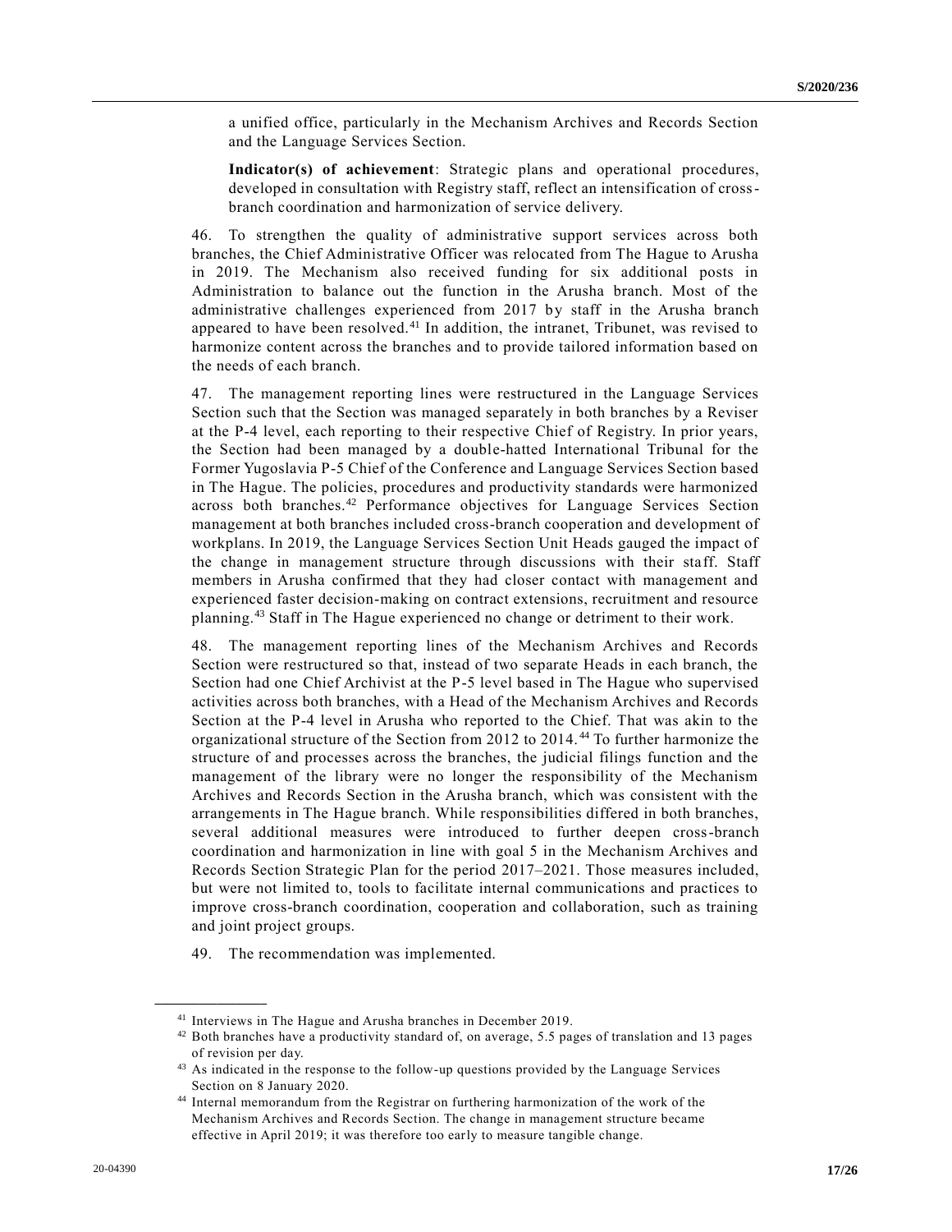a unified office, particularly in the Mechanism Archives and Records Section and the Language Services Section.

**Indicator(s) of achievement**: Strategic plans and operational procedures, developed in consultation with Registry staff, reflect an intensification of cross-branch coordination and harmonization of service delivery.

46. To strengthen the quality of administrative support services across both branches, the Chief Administrative Officer was relocated from The Hague to Arusha in 2019. The Mechanism also received funding for six additional posts in Administration to balance out the function in the Arusha branch. Most of the administrative challenges experienced from 2017 by staff in the Arusha branch appeared to have been resolved.[41] In addition, the intranet, Tribunet, was revised to harmonize content across the branches and to provide tailored information based on the needs of each branch.

47. The management reporting lines were restructured in the Language Services Section such that the Section was managed separately in both branches by a Reviser at the P-4 level, each reporting to their respective Chief of Registry. In prior years, the Section had been managed by a double-hatted International Tribunal for the Former Yugoslavia P-5 Chief of the Conference and Language Services Section based in The Hague. The policies, procedures and productivity standards were harmonized across both branches.[42] Performance objectives for Language Services Section management at both branches included cross-branch cooperation and development of workplans. In 2019, the Language Services Section Unit Heads gauged the impact of the change in management structure through discussions with their staff. Staff members in Arusha confirmed that they had closer contact with management and experienced faster decision-making on contract extensions, recruitment and resource planning.[43] Staff in The Hague experienced no change or detriment to their work.

48. The management reporting lines of the Mechanism Archives and Records Section were restructured so that, instead of two separate Heads in each branch, the Section had one Chief Archivist at the P-5 level based in The Hague who supervised activities across both branches, with a Head of the Mechanism Archives and Records Section at the P-4 level in Arusha who reported to the Chief. That was akin to the organizational structure of the Section from 2012 to 2014.[44] To further harmonize the structure of and processes across the branches, the judicial filings function and the management of the library were no longer the responsibility of the Mechanism Archives and Records Section in the Arusha branch, which was consistent with the arrangements in The Hague branch. While responsibilities differed in both branches, several additional measures were introduced to further deepen cross-branch coordination and harmonization in line with goal 5 in the Mechanism Archives and Records Section Strategic Plan for the period 2017–2021. Those measures included, but were not limited to, tools to facilitate internal communications and practices to improve cross-branch coordination, cooperation and collaboration, such as training and joint project groups.

49. The recommendation was implemented.

---

[41] Interviews in The Hague and Arusha branches in December 2019.

[42] Both branches have a productivity standard of, on average, 5.5 pages of translation and 13 pages of revision per day.

[43] As indicated in the response to the follow-up questions provided by the Language Services Section on 8 January 2020.

[44] Internal memorandum from the Registrar on furthering harmonization of the work of the Mechanism Archives and Records Section. The change in management structure became effective in April 2019; it was therefore too early to measure tangible change.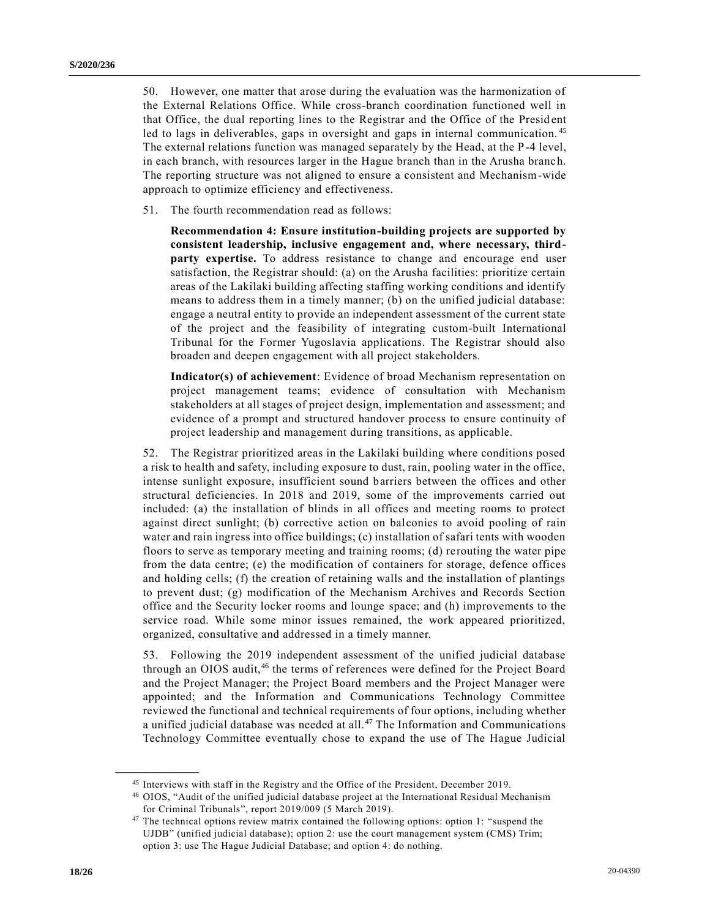50. However, one matter that arose during the evaluation was the harmonization of the External Relations Office. While cross-branch coordination functioned well in that Office, the dual reporting lines to the Registrar and the Office of the President led to lags in deliverables, gaps in oversight and gaps in internal communication.[45] The external relations function was managed separately by the Head, at the P-4 level, in each branch, with resources larger in the Hague branch than in the Arusha branch. The reporting structure was not aligned to ensure a consistent and Mechanism-wide approach to optimize efficiency and effectiveness.

51. The fourth recommendation read as follows:

> **Recommendation 4: Ensure institution-building projects are supported by consistent leadership, inclusive engagement and, where necessary, third-party expertise.** To address resistance to change and encourage end user satisfaction, the Registrar should: (a) on the Arusha facilities: prioritize certain areas of the Lakilaki building affecting staffing working conditions and identify means to address them in a timely manner; (b) on the unified judicial database: engage a neutral entity to provide an independent assessment of the current state of the project and the feasibility of integrating custom-built International Tribunal for the Former Yugoslavia applications. The Registrar should also broaden and deepen engagement with all project stakeholders.
>
> **Indicator(s) of achievement**: Evidence of broad Mechanism representation on project management teams; evidence of consultation with Mechanism stakeholders at all stages of project design, implementation and assessment; and evidence of a prompt and structured handover process to ensure continuity of project leadership and management during transitions, as applicable.

52. The Registrar prioritized areas in the Lakilaki building where conditions posed a risk to health and safety, including exposure to dust, rain, pooling water in the office, intense sunlight exposure, insufficient sound barriers between the offices and other structural deficiencies. In 2018 and 2019, some of the improvements carried out included: (a) the installation of blinds in all offices and meeting rooms to protect against direct sunlight; (b) corrective action on balconies to avoid pooling of rain water and rain ingress into office buildings; (c) installation of safari tents with wooden floors to serve as temporary meeting and training rooms; (d) rerouting the water pipe from the data centre; (e) the modification of containers for storage, defence offices and holding cells; (f) the creation of retaining walls and the installation of plantings to prevent dust; (g) modification of the Mechanism Archives and Records Section office and the Security locker rooms and lounge space; and (h) improvements to the service road. While some minor issues remained, the work appeared prioritized, organized, consultative and addressed in a timely manner.

53. Following the 2019 independent assessment of the unified judicial database through an OIOS audit,[46] the terms of references were defined for the Project Board and the Project Manager; the Project Board members and the Project Manager were appointed; and the Information and Communications Technology Committee reviewed the functional and technical requirements of four options, including whether a unified judicial database was needed at all.[47] The Information and Communications Technology Committee eventually chose to expand the use of The Hague Judicial

---

[45] Interviews with staff in the Registry and the Office of the President, December 2019.

[46] OIOS, "Audit of the unified judicial database project at the International Residual Mechanism for Criminal Tribunals", report 2019/009 (5 March 2019).

[47] The technical options review matrix contained the following options: option 1: "suspend the UJDB" (unified judicial database); option 2: use the court management system (CMS) Trim; option 3: use The Hague Judicial Database; and option 4: do nothing.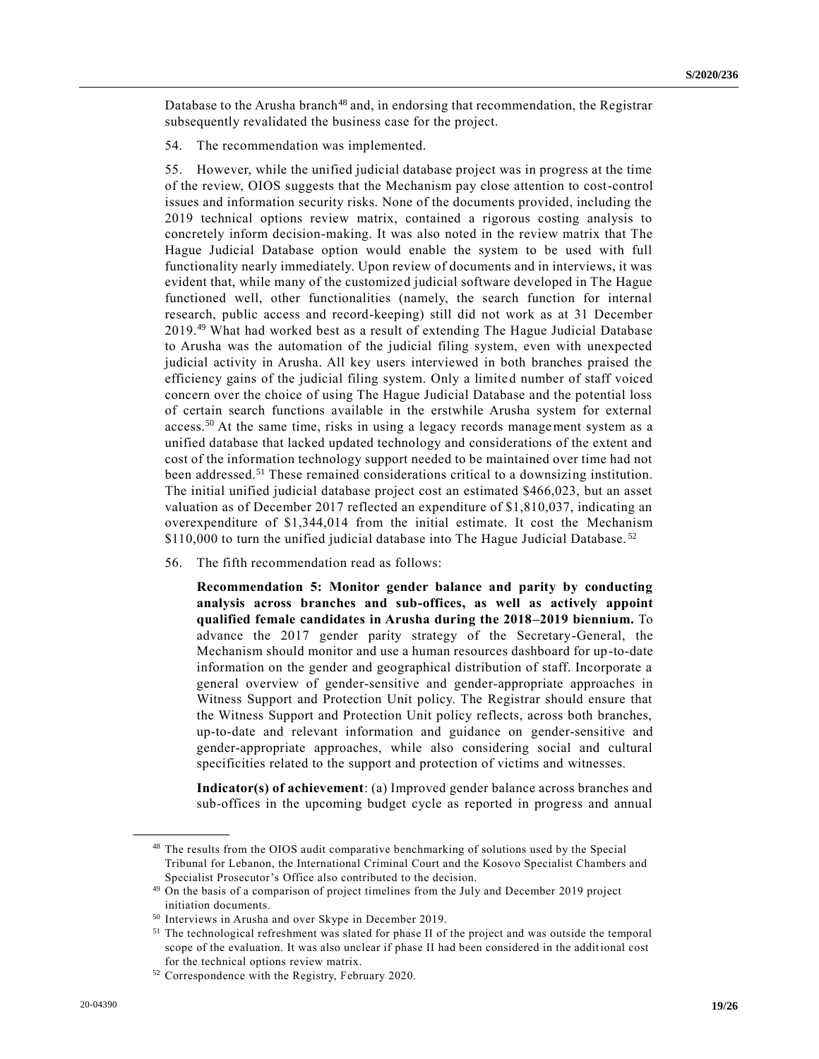Database to the Arusha branch[48] and, in endorsing that recommendation, the Registrar subsequently revalidated the business case for the project.

54. The recommendation was implemented.

55. However, while the unified judicial database project was in progress at the time of the review, OIOS suggests that the Mechanism pay close attention to cost-control issues and information security risks. None of the documents provided, including the 2019 technical options review matrix, contained a rigorous costing analysis to concretely inform decision-making. It was also noted in the review matrix that The Hague Judicial Database option would enable the system to be used with full functionality nearly immediately. Upon review of documents and in interviews, it was evident that, while many of the customized judicial software developed in The Hague functioned well, other functionalities (namely, the search function for internal research, public access and record-keeping) still did not work as at 31 December 2019.[49] What had worked best as a result of extending The Hague Judicial Database to Arusha was the automation of the judicial filing system, even with unexpected judicial activity in Arusha. All key users interviewed in both branches praised the efficiency gains of the judicial filing system. Only a limited number of staff voiced concern over the choice of using The Hague Judicial Database and the potential loss of certain search functions available in the erstwhile Arusha system for external access.[50] At the same time, risks in using a legacy records management system as a unified database that lacked updated technology and considerations of the extent and cost of the information technology support needed to be maintained over time had not been addressed.[51] These remained considerations critical to a downsizing institution. The initial unified judicial database project cost an estimated \$466,023, but an asset valuation as of December 2017 reflected an expenditure of \$1,810,037, indicating an overexpenditure of \$1,344,014 from the initial estimate. It cost the Mechanism \$110,000 to turn the unified judicial database into The Hague Judicial Database.[52]

56. The fifth recommendation read as follows:

> **Recommendation 5: Monitor gender balance and parity by conducting analysis across branches and sub-offices, as well as actively appoint qualified female candidates in Arusha during the 2018–2019 biennium.** To advance the 2017 gender parity strategy of the Secretary-General, the Mechanism should monitor and use a human resources dashboard for up-to-date information on the gender and geographical distribution of staff. Incorporate a general overview of gender-sensitive and gender-appropriate approaches in Witness Support and Protection Unit policy. The Registrar should ensure that the Witness Support and Protection Unit policy reflects, across both branches, up-to-date and relevant information and guidance on gender-sensitive and gender-appropriate approaches, while also considering social and cultural specificities related to the support and protection of victims and witnesses.
>
> **Indicator(s) of achievement**: (a) Improved gender balance across branches and sub-offices in the upcoming budget cycle as reported in progress and annual

---

[48] The results from the OIOS audit comparative benchmarking of solutions used by the Special Tribunal for Lebanon, the International Criminal Court and the Kosovo Specialist Chambers and Specialist Prosecutor's Office also contributed to the decision.

[49] On the basis of a comparison of project timelines from the July and December 2019 project initiation documents.

[50] Interviews in Arusha and over Skype in December 2019.

[51] The technological refreshment was slated for phase II of the project and was outside the temporal scope of the evaluation. It was also unclear if phase II had been considered in the additional cost for the technical options review matrix.

[52] Correspondence with the Registry, February 2020.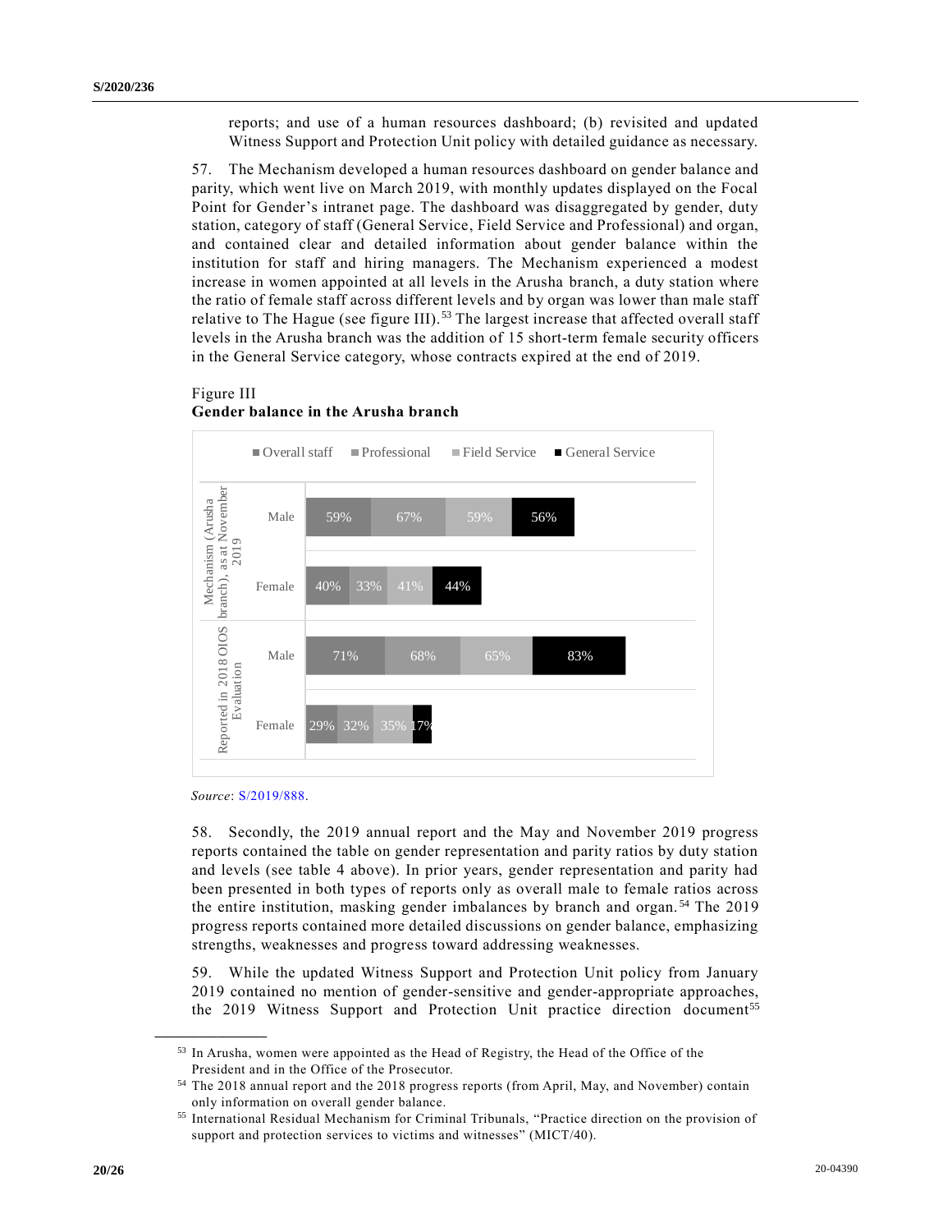reports; and use of a human resources dashboard; (b) revisited and updated Witness Support and Protection Unit policy with detailed guidance as necessary.

57. The Mechanism developed a human resources dashboard on gender balance and parity, which went live on March 2019, with monthly updates displayed on the Focal Point for Gender's intranet page. The dashboard was disaggregated by gender, duty station, category of staff (General Service, Field Service and Professional) and organ, and contained clear and detailed information about gender balance within the institution for staff and hiring managers. The Mechanism experienced a modest increase in women appointed at all levels in the Arusha branch, a duty station where the ratio of female staff across different levels and by organ was lower than male staff relative to The Hague (see figure III).[53] The largest increase that affected overall staff levels in the Arusha branch was the addition of 15 short-term female security officers in the General Service category, whose contracts expired at the end of 2019.

Figure III
**Gender balance in the Arusha branch**

| | | Overall staff | Professional | Field Service | General Service |
|---|---|---|---|---|---|
| Mechanism (Arusha branch), as at November 2019 | Male | 59% | 67% | 59% | 56% |
| | Female | 40% | 33% | 41% | 44% |
| Reported in 2018 OIOS Evaluation | Male | 71% | 68% | 65% | 83% |
| | Female | 29% | 32% | 35% | 17% |

*Source*: S/2019/888.

58. Secondly, the 2019 annual report and the May and November 2019 progress reports contained the table on gender representation and parity ratios by duty station and levels (see table 4 above). In prior years, gender representation and parity had been presented in both types of reports only as overall male to female ratios across the entire institution, masking gender imbalances by branch and organ.[54] The 2019 progress reports contained more detailed discussions on gender balance, emphasizing strengths, weaknesses and progress toward addressing weaknesses.

59. While the updated Witness Support and Protection Unit policy from January 2019 contained no mention of gender-sensitive and gender-appropriate approaches, the 2019 Witness Support and Protection Unit practice direction document[55]

---

[53] In Arusha, women were appointed as the Head of Registry, the Head of the Office of the President and in the Office of the Prosecutor.

[54] The 2018 annual report and the 2018 progress reports (from April, May, and November) contain only information on overall gender balance.

[55] International Residual Mechanism for Criminal Tribunals, "Practice direction on the provision of support and protection services to victims and witnesses" (MICT/40).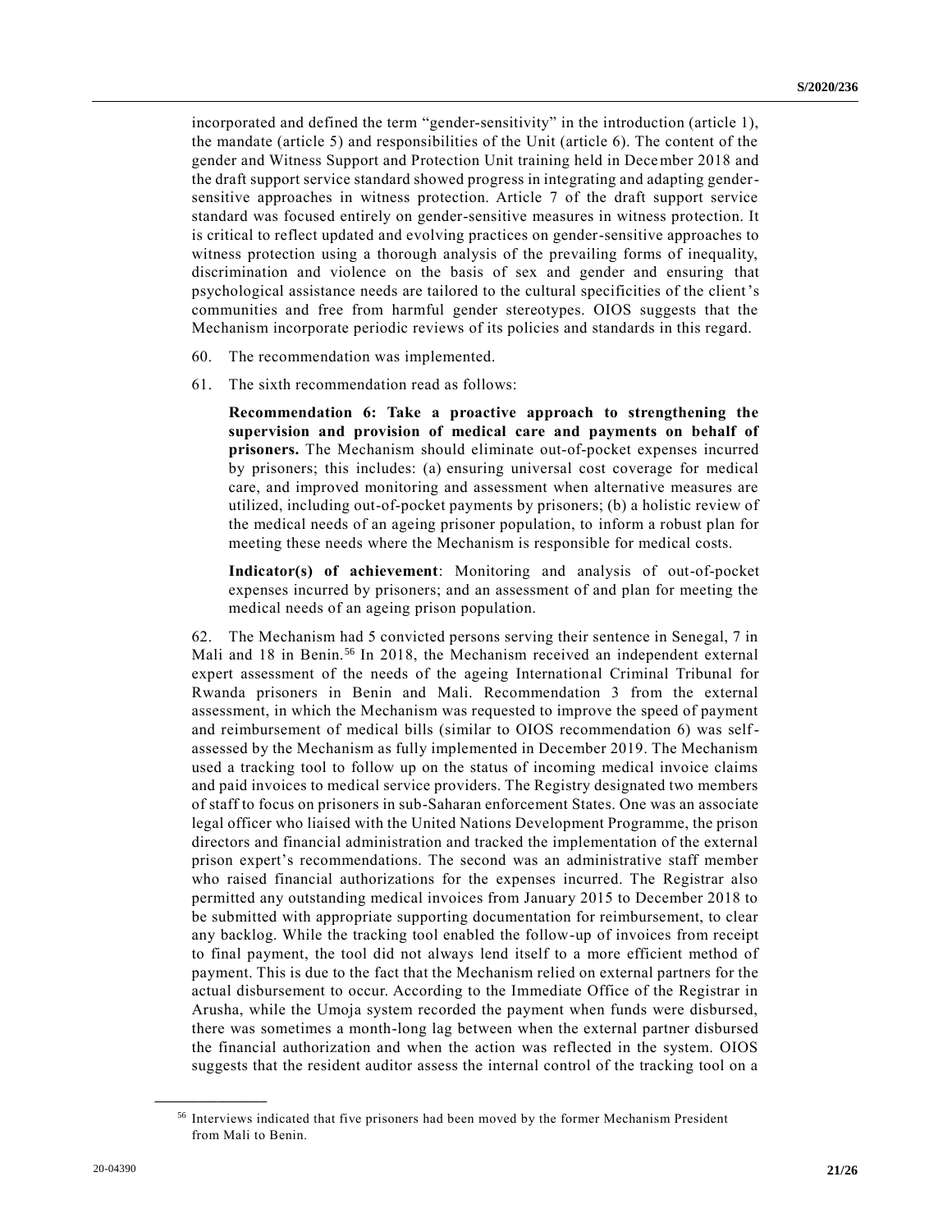incorporated and defined the term "gender-sensitivity" in the introduction (article 1), the mandate (article 5) and responsibilities of the Unit (article 6). The content of the gender and Witness Support and Protection Unit training held in December 2018 and the draft support service standard showed progress in integrating and adapting gender-sensitive approaches in witness protection. Article 7 of the draft support service standard was focused entirely on gender-sensitive measures in witness protection. It is critical to reflect updated and evolving practices on gender-sensitive approaches to witness protection using a thorough analysis of the prevailing forms of inequality, discrimination and violence on the basis of sex and gender and ensuring that psychological assistance needs are tailored to the cultural specificities of the client's communities and free from harmful gender stereotypes. OIOS suggests that the Mechanism incorporate periodic reviews of its policies and standards in this regard.

60. The recommendation was implemented.

61. The sixth recommendation read as follows:

> **Recommendation 6: Take a proactive approach to strengthening the supervision and provision of medical care and payments on behalf of prisoners.** The Mechanism should eliminate out-of-pocket expenses incurred by prisoners; this includes: (a) ensuring universal cost coverage for medical care, and improved monitoring and assessment when alternative measures are utilized, including out-of-pocket payments by prisoners; (b) a holistic review of the medical needs of an ageing prisoner population, to inform a robust plan for meeting these needs where the Mechanism is responsible for medical costs.
>
> **Indicator(s) of achievement**: Monitoring and analysis of out-of-pocket expenses incurred by prisoners; and an assessment of and plan for meeting the medical needs of an ageing prison population.

62. The Mechanism had 5 convicted persons serving their sentence in Senegal, 7 in Mali and 18 in Benin.[56] In 2018, the Mechanism received an independent external expert assessment of the needs of the ageing International Criminal Tribunal for Rwanda prisoners in Benin and Mali. Recommendation 3 from the external assessment, in which the Mechanism was requested to improve the speed of payment and reimbursement of medical bills (similar to OIOS recommendation 6) was self-assessed by the Mechanism as fully implemented in December 2019. The Mechanism used a tracking tool to follow up on the status of incoming medical invoice claims and paid invoices to medical service providers. The Registry designated two members of staff to focus on prisoners in sub-Saharan enforcement States. One was an associate legal officer who liaised with the United Nations Development Programme, the prison directors and financial administration and tracked the implementation of the external prison expert's recommendations. The second was an administrative staff member who raised financial authorizations for the expenses incurred. The Registrar also permitted any outstanding medical invoices from January 2015 to December 2018 to be submitted with appropriate supporting documentation for reimbursement, to clear any backlog. While the tracking tool enabled the follow-up of invoices from receipt to final payment, the tool did not always lend itself to a more efficient method of payment. This is due to the fact that the Mechanism relied on external partners for the actual disbursement to occur. According to the Immediate Office of the Registrar in Arusha, while the Umoja system recorded the payment when funds were disbursed, there was sometimes a month-long lag between when the external partner disbursed the financial authorization and when the action was reflected in the system. OIOS suggests that the resident auditor assess the internal control of the tracking tool on a

---

[56] Interviews indicated that five prisoners had been moved by the former Mechanism President from Mali to Benin.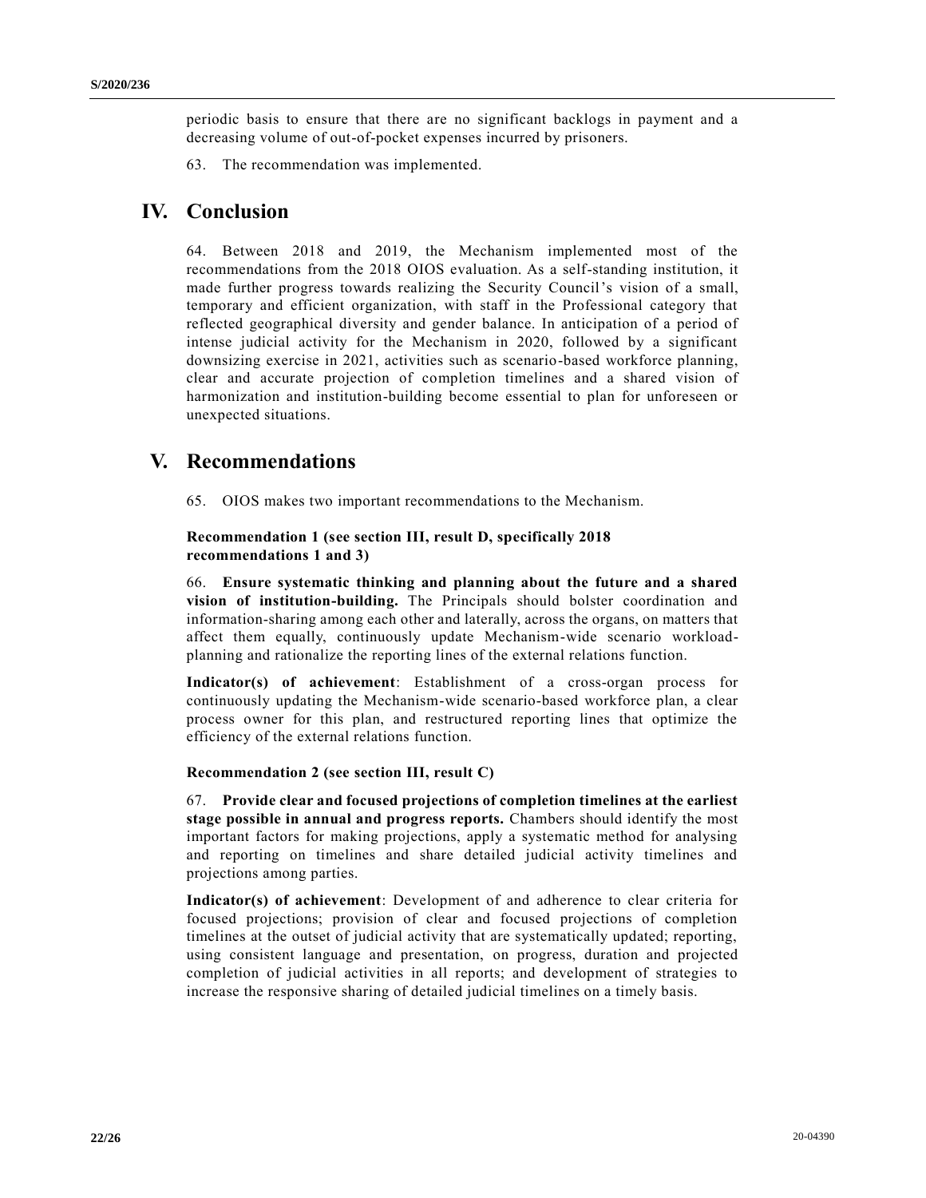periodic basis to ensure that there are no significant backlogs in payment and a decreasing volume of out-of-pocket expenses incurred by prisoners.

63. The recommendation was implemented.

# IV. Conclusion

64. Between 2018 and 2019, the Mechanism implemented most of the recommendations from the 2018 OIOS evaluation. As a self-standing institution, it made further progress towards realizing the Security Council's vision of a small, temporary and efficient organization, with staff in the Professional category that reflected geographical diversity and gender balance. In anticipation of a period of intense judicial activity for the Mechanism in 2020, followed by a significant downsizing exercise in 2021, activities such as scenario-based workforce planning, clear and accurate projection of completion timelines and a shared vision of harmonization and institution-building become essential to plan for unforeseen or unexpected situations.

# V. Recommendations

65. OIOS makes two important recommendations to the Mechanism.

### Recommendation 1 (see section III, result D, specifically 2018 recommendations 1 and 3)

66. **Ensure systematic thinking and planning about the future and a shared vision of institution-building.** The Principals should bolster coordination and information-sharing among each other and laterally, across the organs, on matters that affect them equally, continuously update Mechanism-wide scenario workload-planning and rationalize the reporting lines of the external relations function.

**Indicator(s) of achievement**: Establishment of a cross-organ process for continuously updating the Mechanism-wide scenario-based workforce plan, a clear process owner for this plan, and restructured reporting lines that optimize the efficiency of the external relations function.

### Recommendation 2 (see section III, result C)

67. **Provide clear and focused projections of completion timelines at the earliest stage possible in annual and progress reports.** Chambers should identify the most important factors for making projections, apply a systematic method for analysing and reporting on timelines and share detailed judicial activity timelines and projections among parties.

**Indicator(s) of achievement**: Development of and adherence to clear criteria for focused projections; provision of clear and focused projections of completion timelines at the outset of judicial activity that are systematically updated; reporting, using consistent language and presentation, on progress, duration and projected completion of judicial activities in all reports; and development of strategies to increase the responsive sharing of detailed judicial timelines on a timely basis.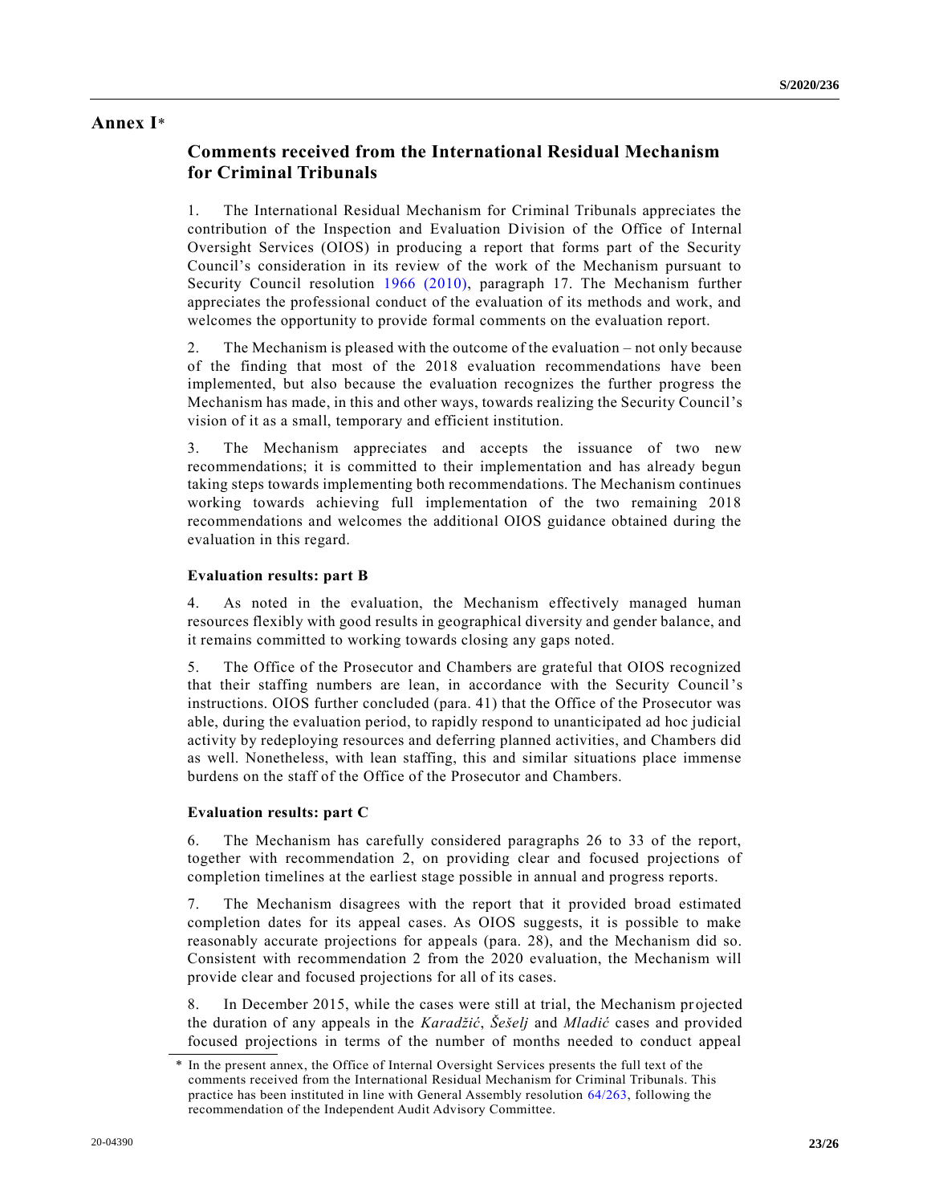# Annex I*

## Comments received from the International Residual Mechanism for Criminal Tribunals

1. The International Residual Mechanism for Criminal Tribunals appreciates the contribution of the Inspection and Evaluation Division of the Office of Internal Oversight Services (OIOS) in producing a report that forms part of the Security Council's consideration in its review of the work of the Mechanism pursuant to Security Council resolution 1966 (2010), paragraph 17. The Mechanism further appreciates the professional conduct of the evaluation of its methods and work, and welcomes the opportunity to provide formal comments on the evaluation report.

2. The Mechanism is pleased with the outcome of the evaluation – not only because of the finding that most of the 2018 evaluation recommendations have been implemented, but also because the evaluation recognizes the further progress the Mechanism has made, in this and other ways, towards realizing the Security Council's vision of it as a small, temporary and efficient institution.

3. The Mechanism appreciates and accepts the issuance of two new recommendations; it is committed to their implementation and has already begun taking steps towards implementing both recommendations. The Mechanism continues working towards achieving full implementation of the two remaining 2018 recommendations and welcomes the additional OIOS guidance obtained during the evaluation in this regard.

### Evaluation results: part B

4. As noted in the evaluation, the Mechanism effectively managed human resources flexibly with good results in geographical diversity and gender balance, and it remains committed to working towards closing any gaps noted.

5. The Office of the Prosecutor and Chambers are grateful that OIOS recognized that their staffing numbers are lean, in accordance with the Security Council's instructions. OIOS further concluded (para. 41) that the Office of the Prosecutor was able, during the evaluation period, to rapidly respond to unanticipated ad hoc judicial activity by redeploying resources and deferring planned activities, and Chambers did as well. Nonetheless, with lean staffing, this and similar situations place immense burdens on the staff of the Office of the Prosecutor and Chambers.

### Evaluation results: part C

6. The Mechanism has carefully considered paragraphs 26 to 33 of the report, together with recommendation 2, on providing clear and focused projections of completion timelines at the earliest stage possible in annual and progress reports.

7. The Mechanism disagrees with the report that it provided broad estimated completion dates for its appeal cases. As OIOS suggests, it is possible to make reasonably accurate projections for appeals (para. 28), and the Mechanism did so. Consistent with recommendation 2 from the 2020 evaluation, the Mechanism will provide clear and focused projections for all of its cases.

8. In December 2015, while the cases were still at trial, the Mechanism projected the duration of any appeals in the *Karadžić*, *Šešelj* and *Mladić* cases and provided focused projections in terms of the number of months needed to conduct appeal

---

\* In the present annex, the Office of Internal Oversight Services presents the full text of the comments received from the International Residual Mechanism for Criminal Tribunals. This practice has been instituted in line with General Assembly resolution 64/263, following the recommendation of the Independent Audit Advisory Committee.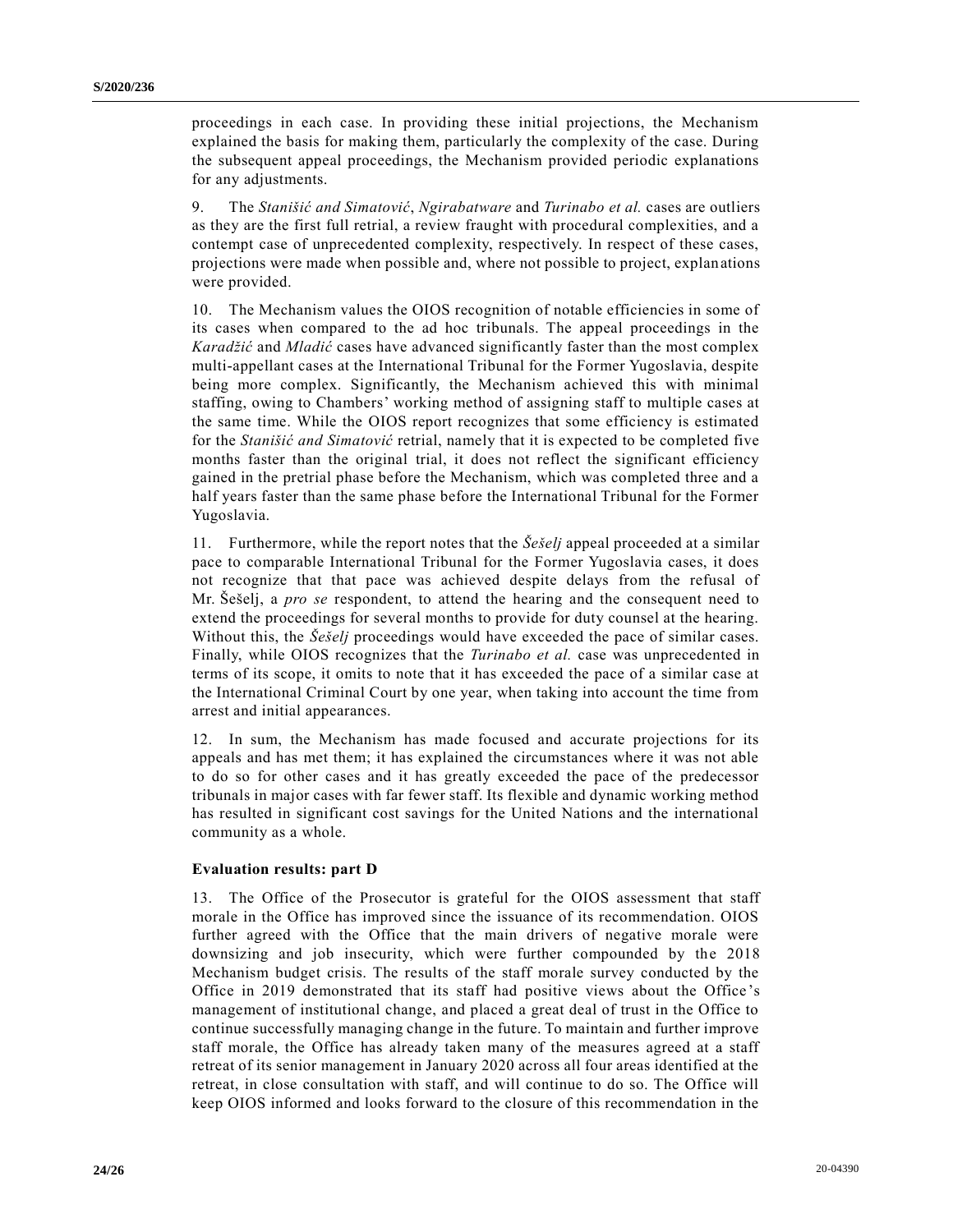proceedings in each case. In providing these initial projections, the Mechanism explained the basis for making them, particularly the complexity of the case. During the subsequent appeal proceedings, the Mechanism provided periodic explanations for any adjustments.

9. The *Stanišić and Simatović*, *Ngirabatware* and *Turinabo et al.* cases are outliers as they are the first full retrial, a review fraught with procedural complexities, and a contempt case of unprecedented complexity, respectively. In respect of these cases, projections were made when possible and, where not possible to project, explanations were provided.

10. The Mechanism values the OIOS recognition of notable efficiencies in some of its cases when compared to the ad hoc tribunals. The appeal proceedings in the *Karadžić* and *Mladić* cases have advanced significantly faster than the most complex multi-appellant cases at the International Tribunal for the Former Yugoslavia, despite being more complex. Significantly, the Mechanism achieved this with minimal staffing, owing to Chambers' working method of assigning staff to multiple cases at the same time. While the OIOS report recognizes that some efficiency is estimated for the *Stanišić and Simatović* retrial, namely that it is expected to be completed five months faster than the original trial, it does not reflect the significant efficiency gained in the pretrial phase before the Mechanism, which was completed three and a half years faster than the same phase before the International Tribunal for the Former Yugoslavia.

11. Furthermore, while the report notes that the *Šešelj* appeal proceeded at a similar pace to comparable International Tribunal for the Former Yugoslavia cases, it does not recognize that that pace was achieved despite delays from the refusal of Mr. Šešelj, a *pro se* respondent, to attend the hearing and the consequent need to extend the proceedings for several months to provide for duty counsel at the hearing. Without this, the *Šešelj* proceedings would have exceeded the pace of similar cases. Finally, while OIOS recognizes that the *Turinabo et al.* case was unprecedented in terms of its scope, it omits to note that it has exceeded the pace of a similar case at the International Criminal Court by one year, when taking into account the time from arrest and initial appearances.

12. In sum, the Mechanism has made focused and accurate projections for its appeals and has met them; it has explained the circumstances where it was not able to do so for other cases and it has greatly exceeded the pace of the predecessor tribunals in major cases with far fewer staff. Its flexible and dynamic working method has resulted in significant cost savings for the United Nations and the international community as a whole.

**Evaluation results: part D**

13. The Office of the Prosecutor is grateful for the OIOS assessment that staff morale in the Office has improved since the issuance of its recommendation. OIOS further agreed with the Office that the main drivers of negative morale were downsizing and job insecurity, which were further compounded by the 2018 Mechanism budget crisis. The results of the staff morale survey conducted by the Office in 2019 demonstrated that its staff had positive views about the Office's management of institutional change, and placed a great deal of trust in the Office to continue successfully managing change in the future. To maintain and further improve staff morale, the Office has already taken many of the measures agreed at a staff retreat of its senior management in January 2020 across all four areas identified at the retreat, in close consultation with staff, and will continue to do so. The Office will keep OIOS informed and looks forward to the closure of this recommendation in the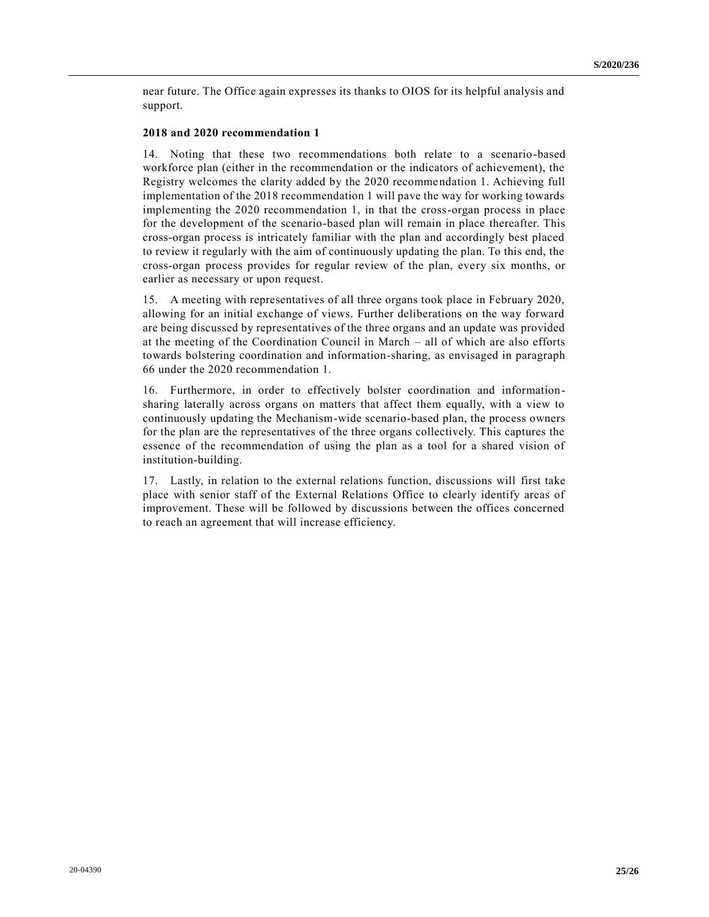near future. The Office again expresses its thanks to OIOS for its helpful analysis and support.

**2018 and 2020 recommendation 1**

14. Noting that these two recommendations both relate to a scenario-based workforce plan (either in the recommendation or the indicators of achievement), the Registry welcomes the clarity added by the 2020 recommendation 1. Achieving full implementation of the 2018 recommendation 1 will pave the way for working towards implementing the 2020 recommendation 1, in that the cross-organ process in place for the development of the scenario-based plan will remain in place thereafter. This cross-organ process is intricately familiar with the plan and accordingly best placed to review it regularly with the aim of continuously updating the plan. To this end, the cross-organ process provides for regular review of the plan, every six months, or earlier as necessary or upon request.

15. A meeting with representatives of all three organs took place in February 2020, allowing for an initial exchange of views. Further deliberations on the way forward are being discussed by representatives of the three organs and an update was provided at the meeting of the Coordination Council in March – all of which are also efforts towards bolstering coordination and information-sharing, as envisaged in paragraph 66 under the 2020 recommendation 1.

16. Furthermore, in order to effectively bolster coordination and information-sharing laterally across organs on matters that affect them equally, with a view to continuously updating the Mechanism-wide scenario-based plan, the process owners for the plan are the representatives of the three organs collectively. This captures the essence of the recommendation of using the plan as a tool for a shared vision of institution-building.

17. Lastly, in relation to the external relations function, discussions will first take place with senior staff of the External Relations Office to clearly identify areas of improvement. These will be followed by discussions between the offices concerned to reach an agreement that will increase efficiency.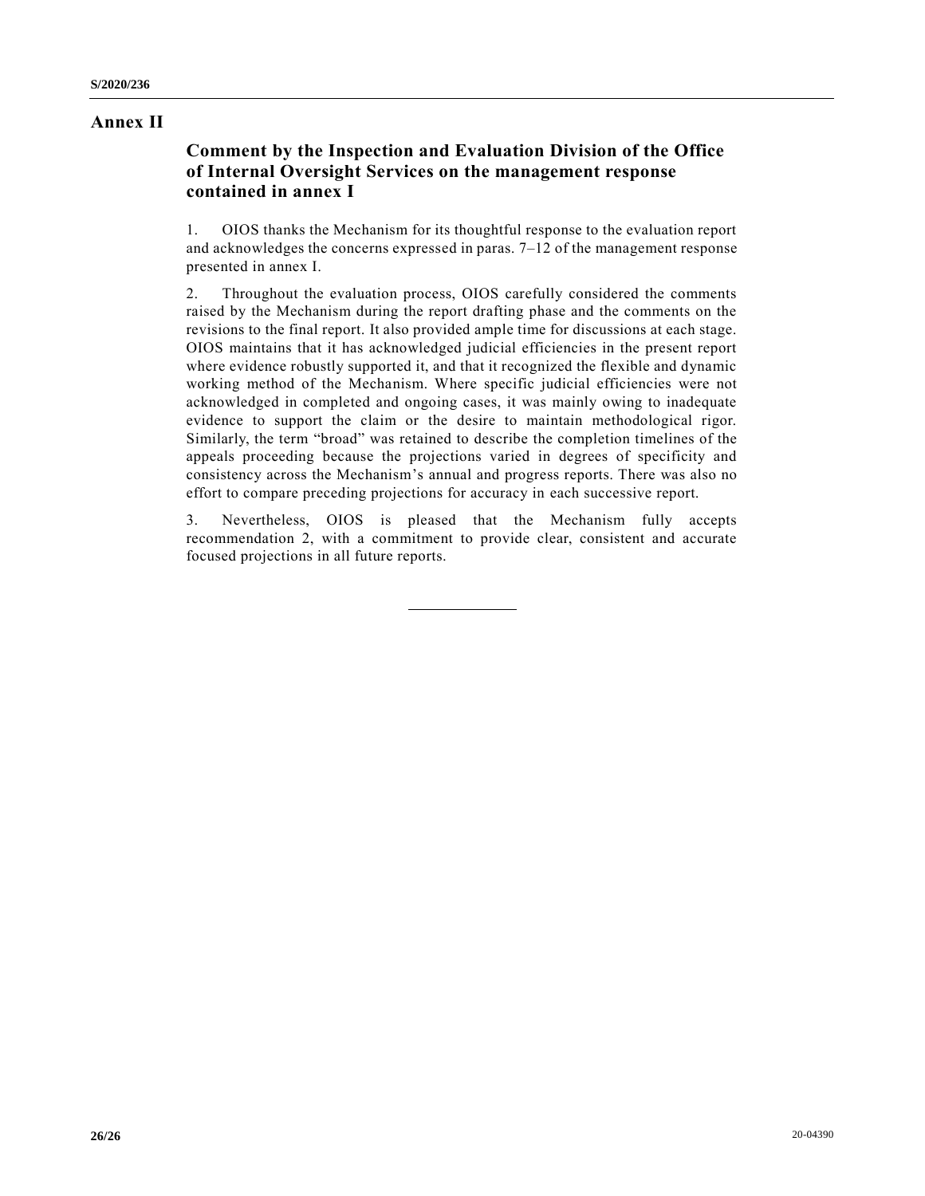## Annex II

### Comment by the Inspection and Evaluation Division of the Office of Internal Oversight Services on the management response contained in annex I

1. OIOS thanks the Mechanism for its thoughtful response to the evaluation report and acknowledges the concerns expressed in paras. 7–12 of the management response presented in annex I.

2. Throughout the evaluation process, OIOS carefully considered the comments raised by the Mechanism during the report drafting phase and the comments on the revisions to the final report. It also provided ample time for discussions at each stage. OIOS maintains that it has acknowledged judicial efficiencies in the present report where evidence robustly supported it, and that it recognized the flexible and dynamic working method of the Mechanism. Where specific judicial efficiencies were not acknowledged in completed and ongoing cases, it was mainly owing to inadequate evidence to support the claim or the desire to maintain methodological rigor. Similarly, the term "broad" was retained to describe the completion timelines of the appeals proceeding because the projections varied in degrees of specificity and consistency across the Mechanism's annual and progress reports. There was also no effort to compare preceding projections for accuracy in each successive report.

3. Nevertheless, OIOS is pleased that the Mechanism fully accepts recommendation 2, with a commitment to provide clear, consistent and accurate focused projections in all future reports.